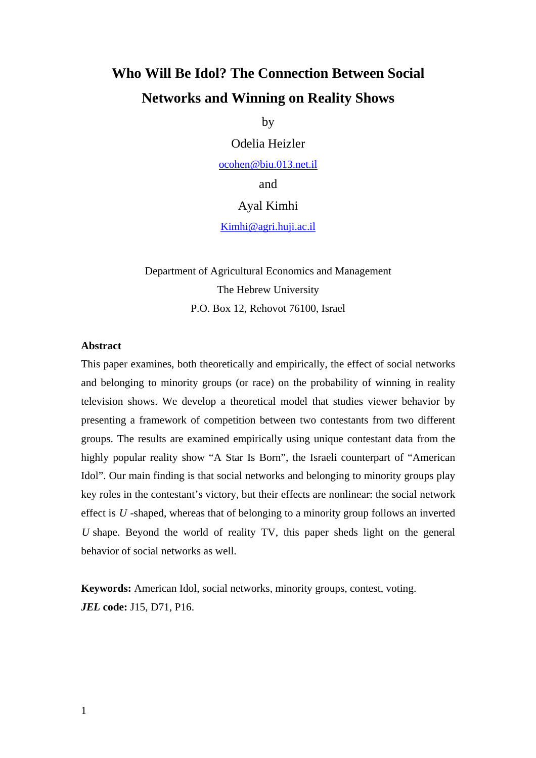# Who Will Be Idol? The Connection Between Social Networks and Winning on Reality Shows

by

Odelia Heizler

ocohen@biu.013.net.il

and

Ayal Kimhi

Kimhi@agri.huji.ac.il

Department of Agricultural Economics and Management
The Hebrew University
P.O. Box 12, Rehovot 76100, Israel

**Abstract**

This paper examines, both theoretically and empirically, the effect of social networks and belonging to minority groups (or race) on the probability of winning in reality television shows. We develop a theoretical model that studies viewer behavior by presenting a framework of competition between two contestants from two different groups. The results are examined empirically using unique contestant data from the highly popular reality show "A Star Is Born", the Israeli counterpart of "American Idol". Our main finding is that social networks and belonging to minority groups play key roles in the contestant's victory, but their effects are nonlinear: the social network effect is $U$-shaped, whereas that of belonging to a minority group follows an inverted $U$ shape. Beyond the world of reality TV, this paper sheds light on the general behavior of social networks as well.

**Keywords:** American Idol, social networks, minority groups, contest, voting.
***JEL* code:** J15, D71, P16.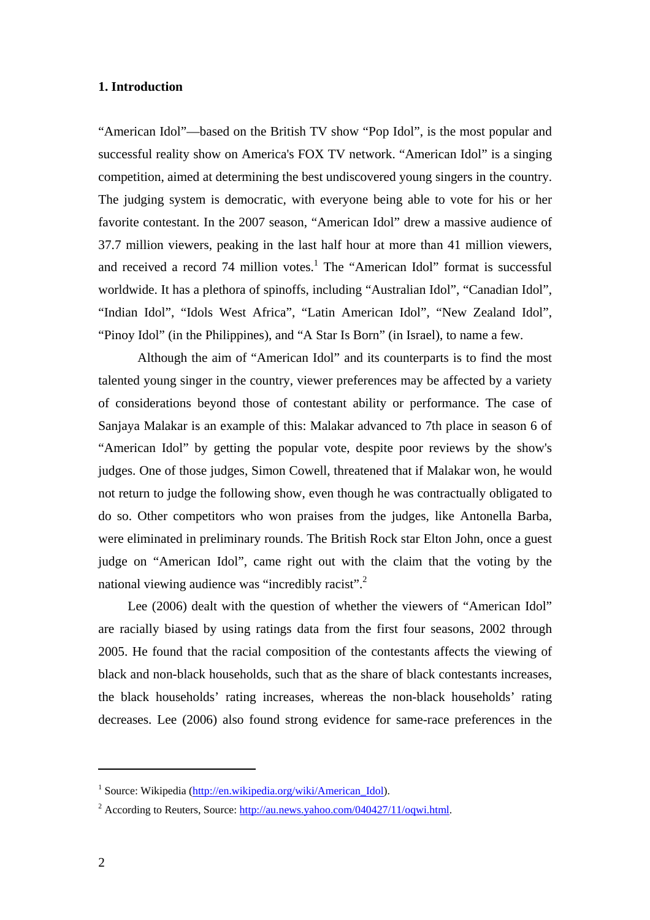## 1. Introduction

"American Idol"—based on the British TV show "Pop Idol", is the most popular and successful reality show on America's FOX TV network. "American Idol" is a singing competition, aimed at determining the best undiscovered young singers in the country. The judging system is democratic, with everyone being able to vote for his or her favorite contestant. In the 2007 season, "American Idol" drew a massive audience of 37.7 million viewers, peaking in the last half hour at more than 41 million viewers, and received a record 74 million votes.[1] The "American Idol" format is successful worldwide. It has a plethora of spinoffs, including "Australian Idol", "Canadian Idol", "Indian Idol", "Idols West Africa", "Latin American Idol", "New Zealand Idol", "Pinoy Idol" (in the Philippines), and "A Star Is Born" (in Israel), to name a few.

Although the aim of "American Idol" and its counterparts is to find the most talented young singer in the country, viewer preferences may be affected by a variety of considerations beyond those of contestant ability or performance. The case of Sanjaya Malakar is an example of this: Malakar advanced to 7th place in season 6 of "American Idol" by getting the popular vote, despite poor reviews by the show's judges. One of those judges, Simon Cowell, threatened that if Malakar won, he would not return to judge the following show, even though he was contractually obligated to do so. Other competitors who won praises from the judges, like Antonella Barba, were eliminated in preliminary rounds. The British Rock star Elton John, once a guest judge on "American Idol", came right out with the claim that the voting by the national viewing audience was "incredibly racist".[2]

Lee (2006) dealt with the question of whether the viewers of "American Idol" are racially biased by using ratings data from the first four seasons, 2002 through 2005. He found that the racial composition of the contestants affects the viewing of black and non-black households, such that as the share of black contestants increases, the black households' rating increases, whereas the non-black households' rating decreases. Lee (2006) also found strong evidence for same-race preferences in the

---

[1] Source: Wikipedia (http://en.wikipedia.org/wiki/American_Idol).

[2] According to Reuters, Source: http://au.news.yahoo.com/040427/11/oqwi.html.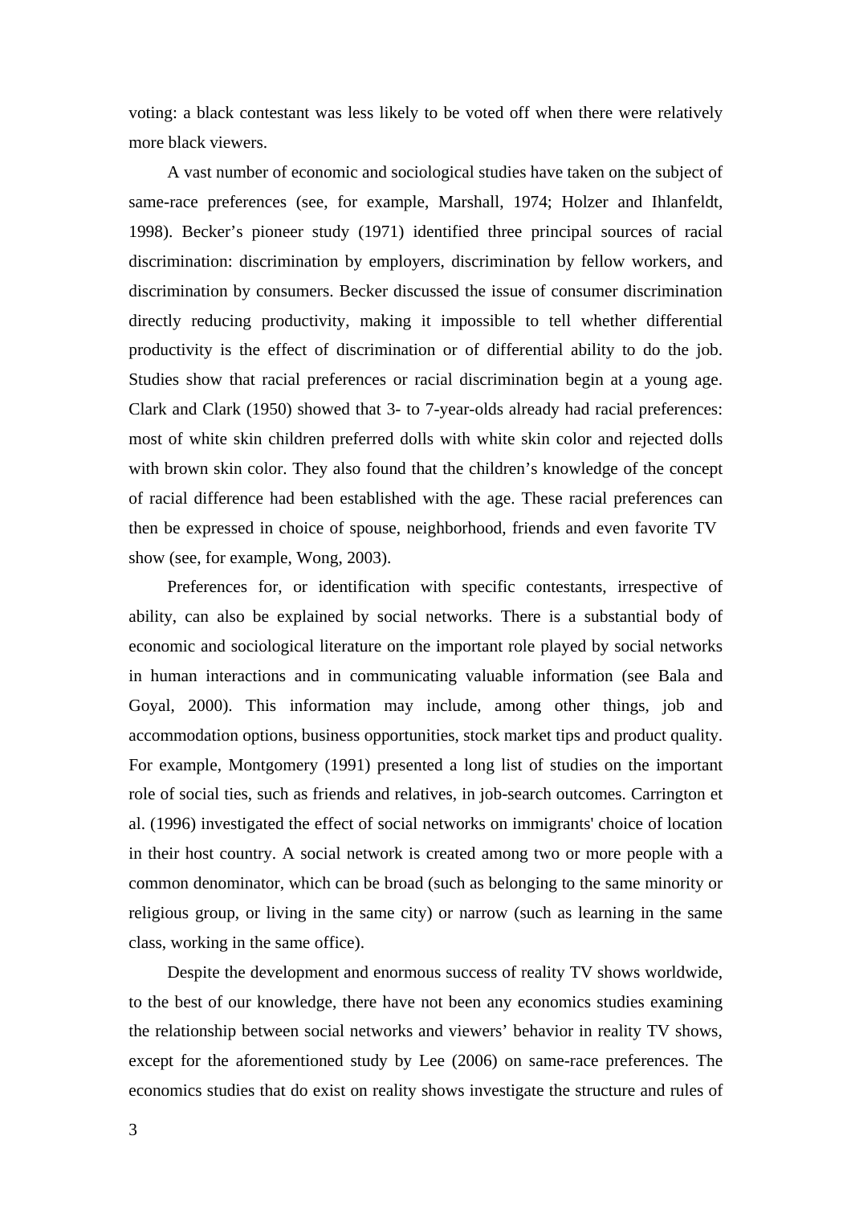voting: a black contestant was less likely to be voted off when there were relatively more black viewers.

A vast number of economic and sociological studies have taken on the subject of same-race preferences (see, for example, Marshall, 1974; Holzer and Ihlanfeldt, 1998). Becker's pioneer study (1971) identified three principal sources of racial discrimination: discrimination by employers, discrimination by fellow workers, and discrimination by consumers. Becker discussed the issue of consumer discrimination directly reducing productivity, making it impossible to tell whether differential productivity is the effect of discrimination or of differential ability to do the job. Studies show that racial preferences or racial discrimination begin at a young age. Clark and Clark (1950) showed that 3- to 7-year-olds already had racial preferences: most of white skin children preferred dolls with white skin color and rejected dolls with brown skin color. They also found that the children's knowledge of the concept of racial difference had been established with the age. These racial preferences can then be expressed in choice of spouse, neighborhood, friends and even favorite TV show (see, for example, Wong, 2003).

Preferences for, or identification with specific contestants, irrespective of ability, can also be explained by social networks. There is a substantial body of economic and sociological literature on the important role played by social networks in human interactions and in communicating valuable information (see Bala and Goyal, 2000). This information may include, among other things, job and accommodation options, business opportunities, stock market tips and product quality. For example, Montgomery (1991) presented a long list of studies on the important role of social ties, such as friends and relatives, in job-search outcomes. Carrington et al. (1996) investigated the effect of social networks on immigrants' choice of location in their host country. A social network is created among two or more people with a common denominator, which can be broad (such as belonging to the same minority or religious group, or living in the same city) or narrow (such as learning in the same class, working in the same office).

Despite the development and enormous success of reality TV shows worldwide, to the best of our knowledge, there have not been any economics studies examining the relationship between social networks and viewers' behavior in reality TV shows, except for the aforementioned study by Lee (2006) on same-race preferences. The economics studies that do exist on reality shows investigate the structure and rules of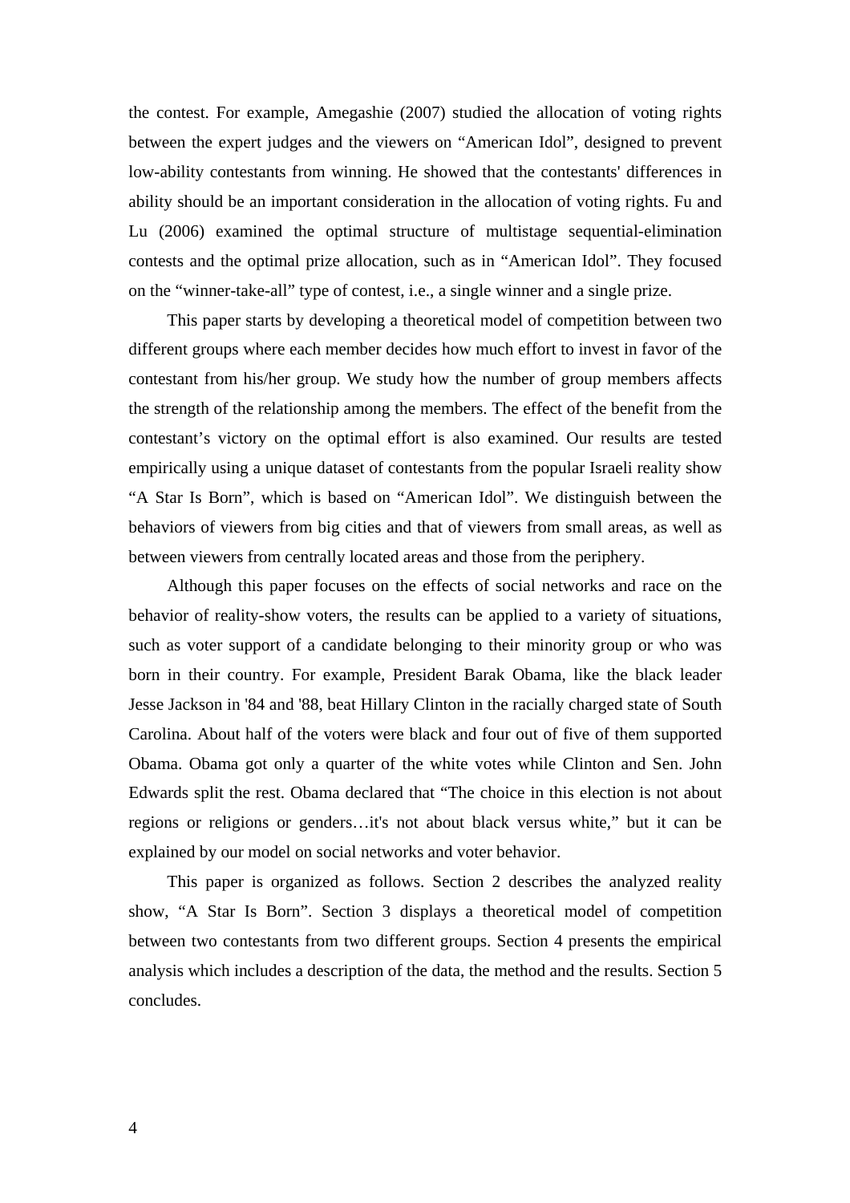the contest. For example, Amegashie (2007) studied the allocation of voting rights between the expert judges and the viewers on "American Idol", designed to prevent low-ability contestants from winning. He showed that the contestants' differences in ability should be an important consideration in the allocation of voting rights. Fu and Lu (2006) examined the optimal structure of multistage sequential-elimination contests and the optimal prize allocation, such as in "American Idol". They focused on the "winner-take-all" type of contest, i.e., a single winner and a single prize.

This paper starts by developing a theoretical model of competition between two different groups where each member decides how much effort to invest in favor of the contestant from his/her group. We study how the number of group members affects the strength of the relationship among the members. The effect of the benefit from the contestant's victory on the optimal effort is also examined. Our results are tested empirically using a unique dataset of contestants from the popular Israeli reality show "A Star Is Born", which is based on "American Idol". We distinguish between the behaviors of viewers from big cities and that of viewers from small areas, as well as between viewers from centrally located areas and those from the periphery.

Although this paper focuses on the effects of social networks and race on the behavior of reality-show voters, the results can be applied to a variety of situations, such as voter support of a candidate belonging to their minority group or who was born in their country. For example, President Barak Obama, like the black leader Jesse Jackson in '84 and '88, beat Hillary Clinton in the racially charged state of South Carolina. About half of the voters were black and four out of five of them supported Obama. Obama got only a quarter of the white votes while Clinton and Sen. John Edwards split the rest. Obama declared that "The choice in this election is not about regions or religions or genders…it's not about black versus white," but it can be explained by our model on social networks and voter behavior.

This paper is organized as follows. Section 2 describes the analyzed reality show, "A Star Is Born". Section 3 displays a theoretical model of competition between two contestants from two different groups. Section 4 presents the empirical analysis which includes a description of the data, the method and the results. Section 5 concludes.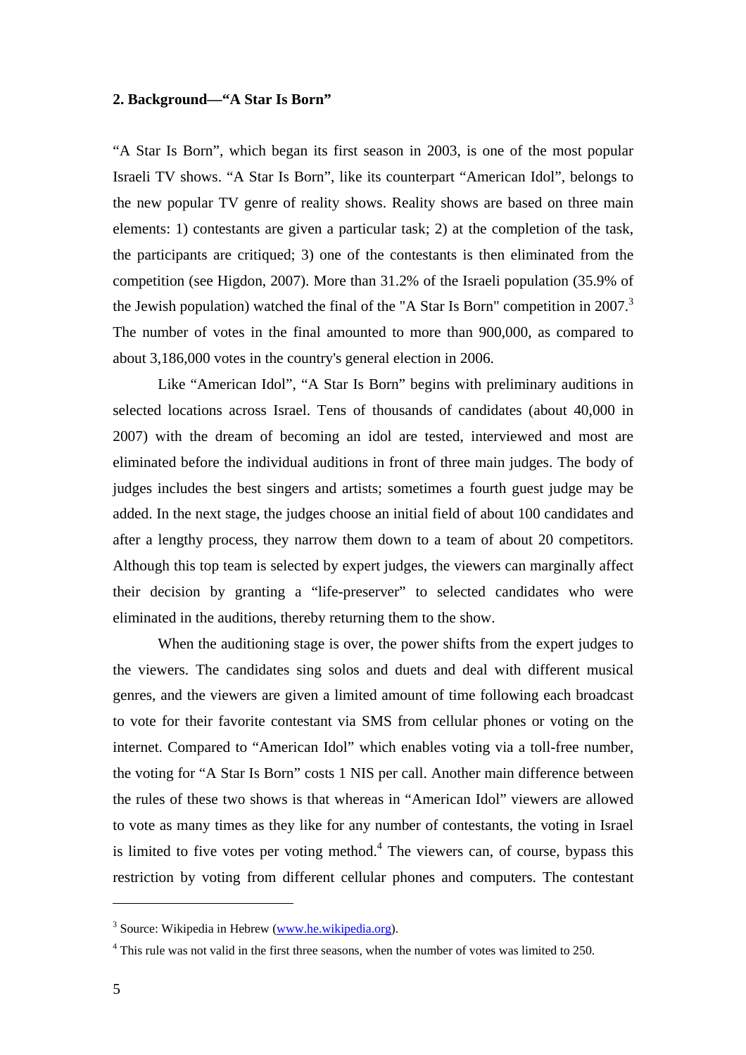## 2. Background—"A Star Is Born"

"A Star Is Born", which began its first season in 2003, is one of the most popular Israeli TV shows. "A Star Is Born", like its counterpart "American Idol", belongs to the new popular TV genre of reality shows. Reality shows are based on three main elements: 1) contestants are given a particular task; 2) at the completion of the task, the participants are critiqued; 3) one of the contestants is then eliminated from the competition (see Higdon, 2007). More than 31.2% of the Israeli population (35.9% of the Jewish population) watched the final of the "A Star Is Born" competition in 2007.[3] The number of votes in the final amounted to more than 900,000, as compared to about 3,186,000 votes in the country's general election in 2006.

Like "American Idol", "A Star Is Born" begins with preliminary auditions in selected locations across Israel. Tens of thousands of candidates (about 40,000 in 2007) with the dream of becoming an idol are tested, interviewed and most are eliminated before the individual auditions in front of three main judges. The body of judges includes the best singers and artists; sometimes a fourth guest judge may be added. In the next stage, the judges choose an initial field of about 100 candidates and after a lengthy process, they narrow them down to a team of about 20 competitors. Although this top team is selected by expert judges, the viewers can marginally affect their decision by granting a "life-preserver" to selected candidates who were eliminated in the auditions, thereby returning them to the show.

When the auditioning stage is over, the power shifts from the expert judges to the viewers. The candidates sing solos and duets and deal with different musical genres, and the viewers are given a limited amount of time following each broadcast to vote for their favorite contestant via SMS from cellular phones or voting on the internet. Compared to "American Idol" which enables voting via a toll-free number, the voting for "A Star Is Born" costs 1 NIS per call. Another main difference between the rules of these two shows is that whereas in "American Idol" viewers are allowed to vote as many times as they like for any number of contestants, the voting in Israel is limited to five votes per voting method.[4] The viewers can, of course, bypass this restriction by voting from different cellular phones and computers. The contestant

---

[3] Source: Wikipedia in Hebrew (www.he.wikipedia.org).

[4] This rule was not valid in the first three seasons, when the number of votes was limited to 250.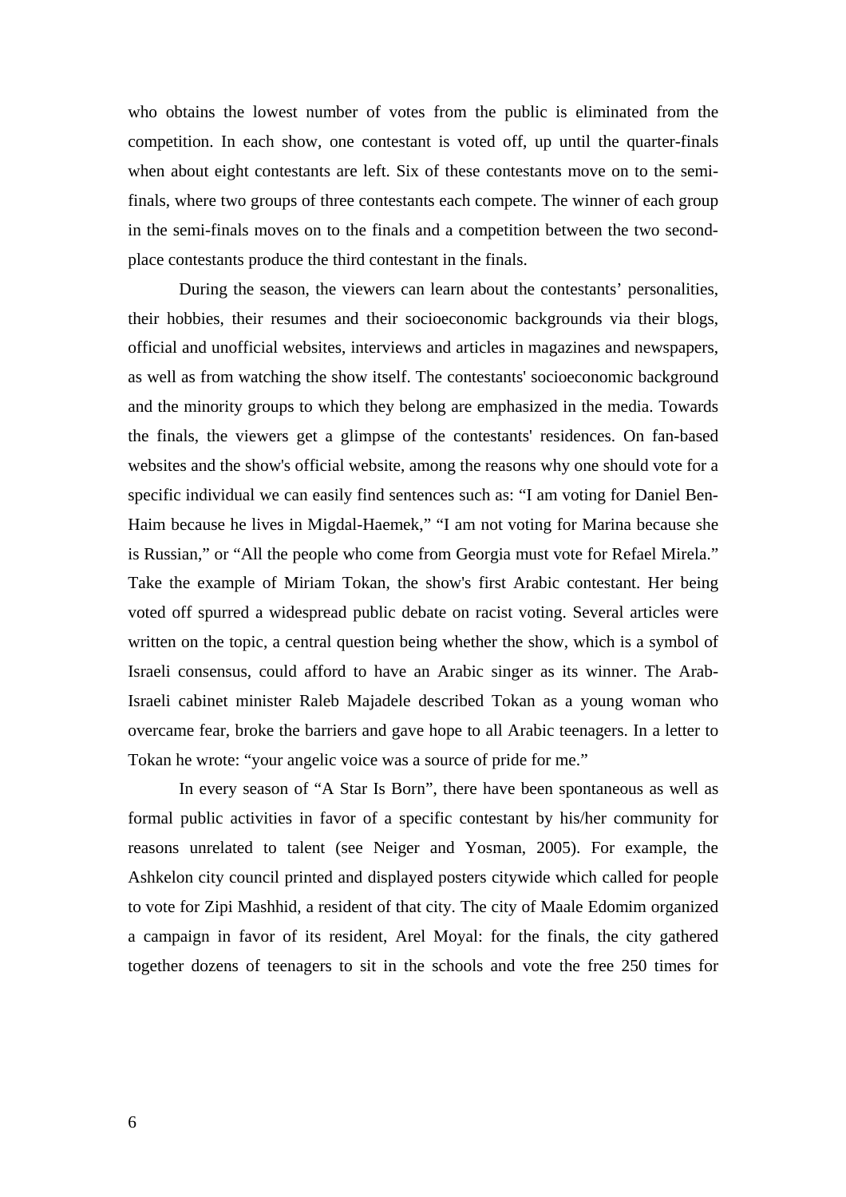who obtains the lowest number of votes from the public is eliminated from the competition. In each show, one contestant is voted off, up until the quarter-finals when about eight contestants are left. Six of these contestants move on to the semi-finals, where two groups of three contestants each compete. The winner of each group in the semi-finals moves on to the finals and a competition between the two second-place contestants produce the third contestant in the finals.

During the season, the viewers can learn about the contestants' personalities, their hobbies, their resumes and their socioeconomic backgrounds via their blogs, official and unofficial websites, interviews and articles in magazines and newspapers, as well as from watching the show itself. The contestants' socioeconomic background and the minority groups to which they belong are emphasized in the media. Towards the finals, the viewers get a glimpse of the contestants' residences. On fan-based websites and the show's official website, among the reasons why one should vote for a specific individual we can easily find sentences such as: "I am voting for Daniel Ben-Haim because he lives in Migdal-Haemek," "I am not voting for Marina because she is Russian," or "All the people who come from Georgia must vote for Refael Mirela." Take the example of Miriam Tokan, the show's first Arabic contestant. Her being voted off spurred a widespread public debate on racist voting. Several articles were written on the topic, a central question being whether the show, which is a symbol of Israeli consensus, could afford to have an Arabic singer as its winner. The Arab-Israeli cabinet minister Raleb Majadele described Tokan as a young woman who overcame fear, broke the barriers and gave hope to all Arabic teenagers. In a letter to Tokan he wrote: "your angelic voice was a source of pride for me."

In every season of "A Star Is Born", there have been spontaneous as well as formal public activities in favor of a specific contestant by his/her community for reasons unrelated to talent (see Neiger and Yosman, 2005). For example, the Ashkelon city council printed and displayed posters citywide which called for people to vote for Zipi Mashhid, a resident of that city. The city of Maale Edomim organized a campaign in favor of its resident, Arel Moyal: for the finals, the city gathered together dozens of teenagers to sit in the schools and vote the free 250 times for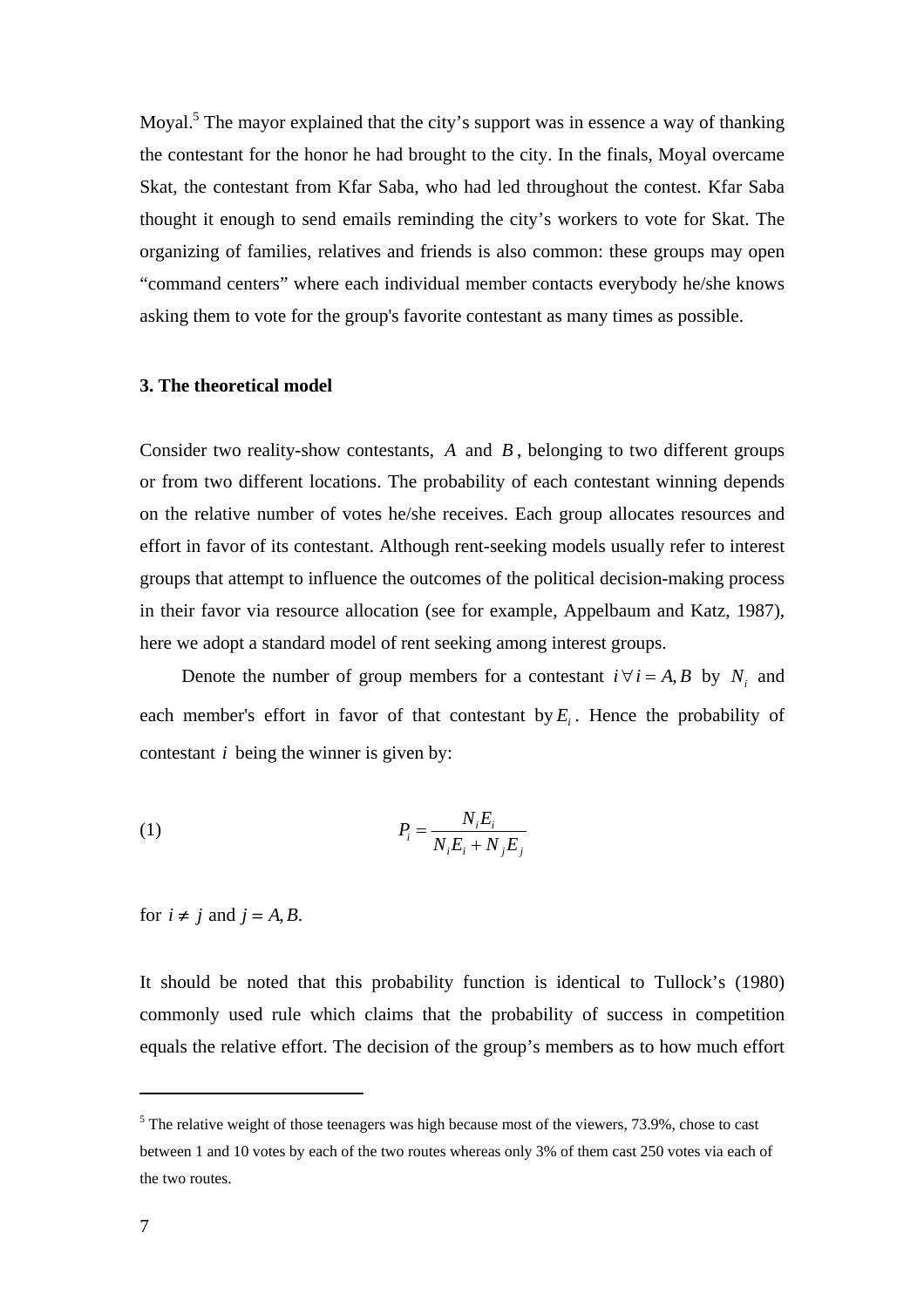Moyal.[5] The mayor explained that the city's support was in essence a way of thanking the contestant for the honor he had brought to the city. In the finals, Moyal overcame Skat, the contestant from Kfar Saba, who had led throughout the contest. Kfar Saba thought it enough to send emails reminding the city's workers to vote for Skat. The organizing of families, relatives and friends is also common: these groups may open "command centers" where each individual member contacts everybody he/she knows asking them to vote for the group's favorite contestant as many times as possible.

### 3. The theoretical model

Consider two reality-show contestants, $A$ and $B$, belonging to two different groups or from two different locations. The probability of each contestant winning depends on the relative number of votes he/she receives. Each group allocates resources and effort in favor of its contestant. Although rent-seeking models usually refer to interest groups that attempt to influence the outcomes of the political decision-making process in their favor via resource allocation (see for example, Appelbaum and Katz, 1987), here we adopt a standard model of rent seeking among interest groups.

Denote the number of group members for a contestant $i \forall i = A, B$ by $N_i$ and each member's effort in favor of that contestant by $E_i$. Hence the probability of contestant $i$ being the winner is given by:

$$(1) \qquad P_i = \frac{N_i E_i}{N_i E_i + N_j E_j}$$

for $i \neq j$ and $j = A, B$.

It should be noted that this probability function is identical to Tullock's (1980) commonly used rule which claims that the probability of success in competition equals the relative effort. The decision of the group's members as to how much effort

[5] The relative weight of those teenagers was high because most of the viewers, 73.9%, chose to cast between 1 and 10 votes by each of the two routes whereas only 3% of them cast 250 votes via each of the two routes.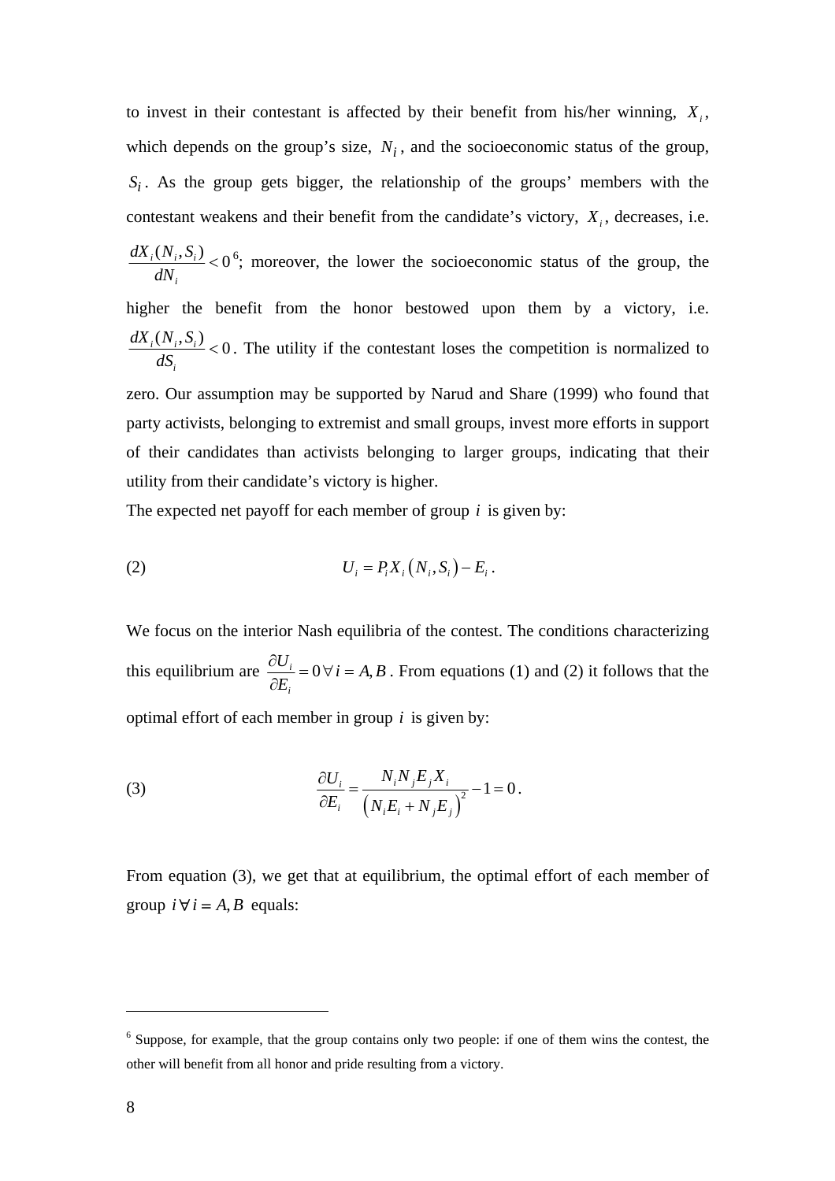to invest in their contestant is affected by their benefit from his/her winning, $X_i$, which depends on the group's size, $N_i$, and the socioeconomic status of the group, $S_i$. As the group gets bigger, the relationship of the groups' members with the contestant weakens and their benefit from the candidate's victory, $X_i$, decreases, i.e. $\frac{dX_i(N_i,S_i)}{dN_i} < 0$[6]; moreover, the lower the socioeconomic status of the group, the higher the benefit from the honor bestowed upon them by a victory, i.e. $\frac{dX_i(N_i,S_i)}{dS_i} < 0$. The utility if the contestant loses the competition is normalized to zero. Our assumption may be supported by Narud and Share (1999) who found that party activists, belonging to extremist and small groups, invest more efforts in support of their candidates than activists belonging to larger groups, indicating that their utility from their candidate's victory is higher.

The expected net payoff for each member of group $i$ is given by:

$$U_i = P_i X_i\left(N_i, S_i\right) - E_i \,. \tag{2}$$

We focus on the interior Nash equilibria of the contest. The conditions characterizing this equilibrium are $\frac{\partial U_i}{\partial E_i} = 0 \,\forall\, i = A, B$. From equations (1) and (2) it follows that the optimal effort of each member in group $i$ is given by:

$$\frac{\partial U_i}{\partial E_i} = \frac{N_i N_j E_j X_i}{\left(N_i E_i + N_j E_j\right)^2} - 1 = 0 \,. \tag{3}$$

From equation (3), we get that at equilibrium, the optimal effort of each member of group $i \,\forall\, i = A, B$ equals:

---

[6] Suppose, for example, that the group contains only two people: if one of them wins the contest, the other will benefit from all honor and pride resulting from a victory.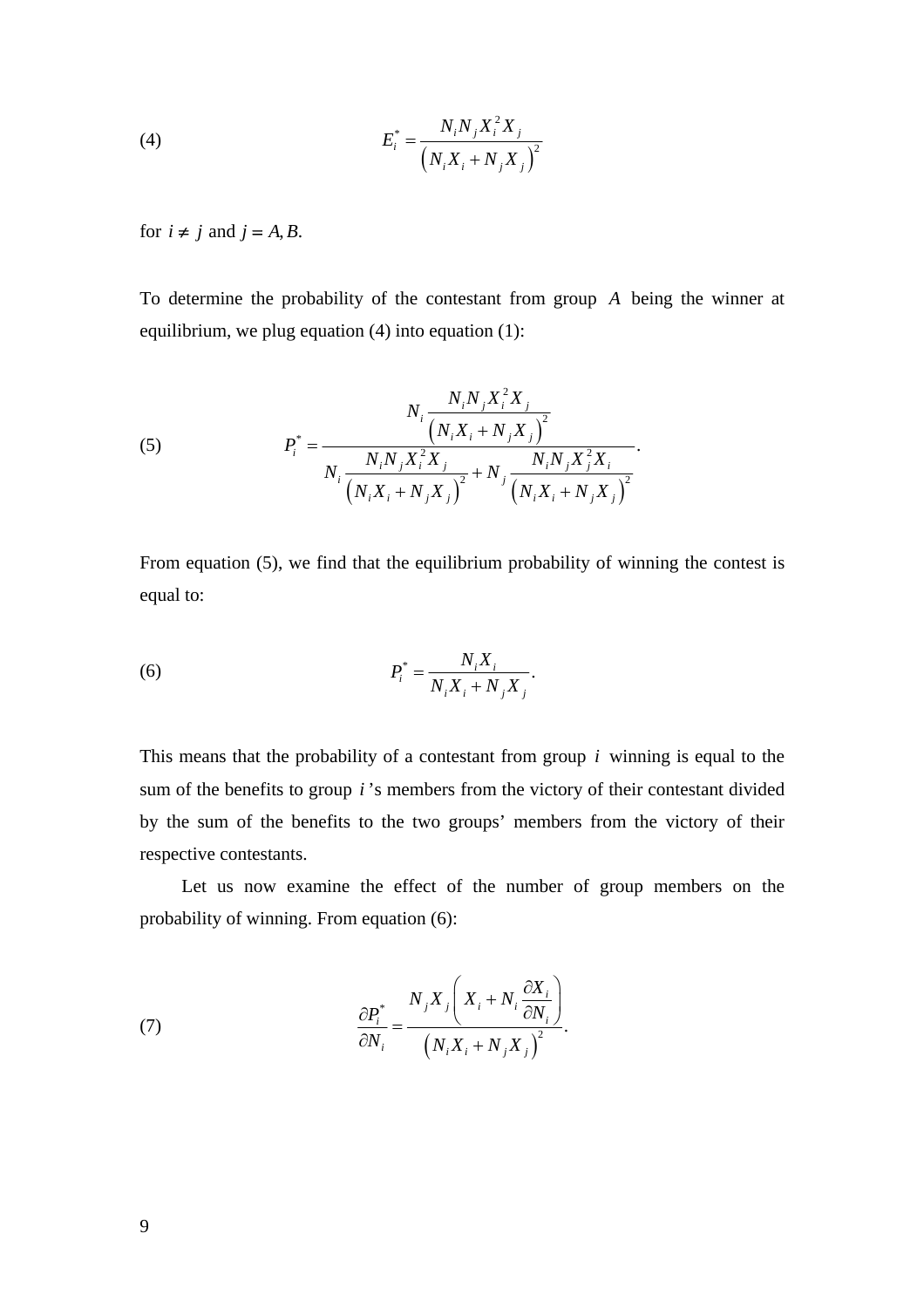$$E_i^* = \frac{N_i N_j X_i^2 X_j}{\left(N_i X_i + N_j X_j\right)^2} \tag{4}$$

for $i \neq j$ and $j = A, B$.

To determine the probability of the contestant from group $A$ being the winner at equilibrium, we plug equation (4) into equation (1):

$$P_i^* = \frac{N_i \dfrac{N_i N_j X_i^2 X_j}{\left(N_i X_i + N_j X_j\right)^2}}{N_i \dfrac{N_i N_j X_i^2 X_j}{\left(N_i X_i + N_j X_j\right)^2} + N_j \dfrac{N_i N_j X_j^2 X_i}{\left(N_i X_i + N_j X_j\right)^2}}. \tag{5}$$

From equation (5), we find that the equilibrium probability of winning the contest is equal to:

$$P_i^* = \frac{N_i X_i}{N_i X_i + N_j X_j}. \tag{6}$$

This means that the probability of a contestant from group $i$ winning is equal to the sum of the benefits to group $i$'s members from the victory of their contestant divided by the sum of the benefits to the two groups' members from the victory of their respective contestants.

Let us now examine the effect of the number of group members on the probability of winning. From equation (6):

$$\frac{\partial P_i^*}{\partial N_i} = \frac{N_j X_j \left( X_i + N_i \dfrac{\partial X_i}{\partial N_i} \right)}{\left(N_i X_i + N_j X_j\right)^2}. \tag{7}$$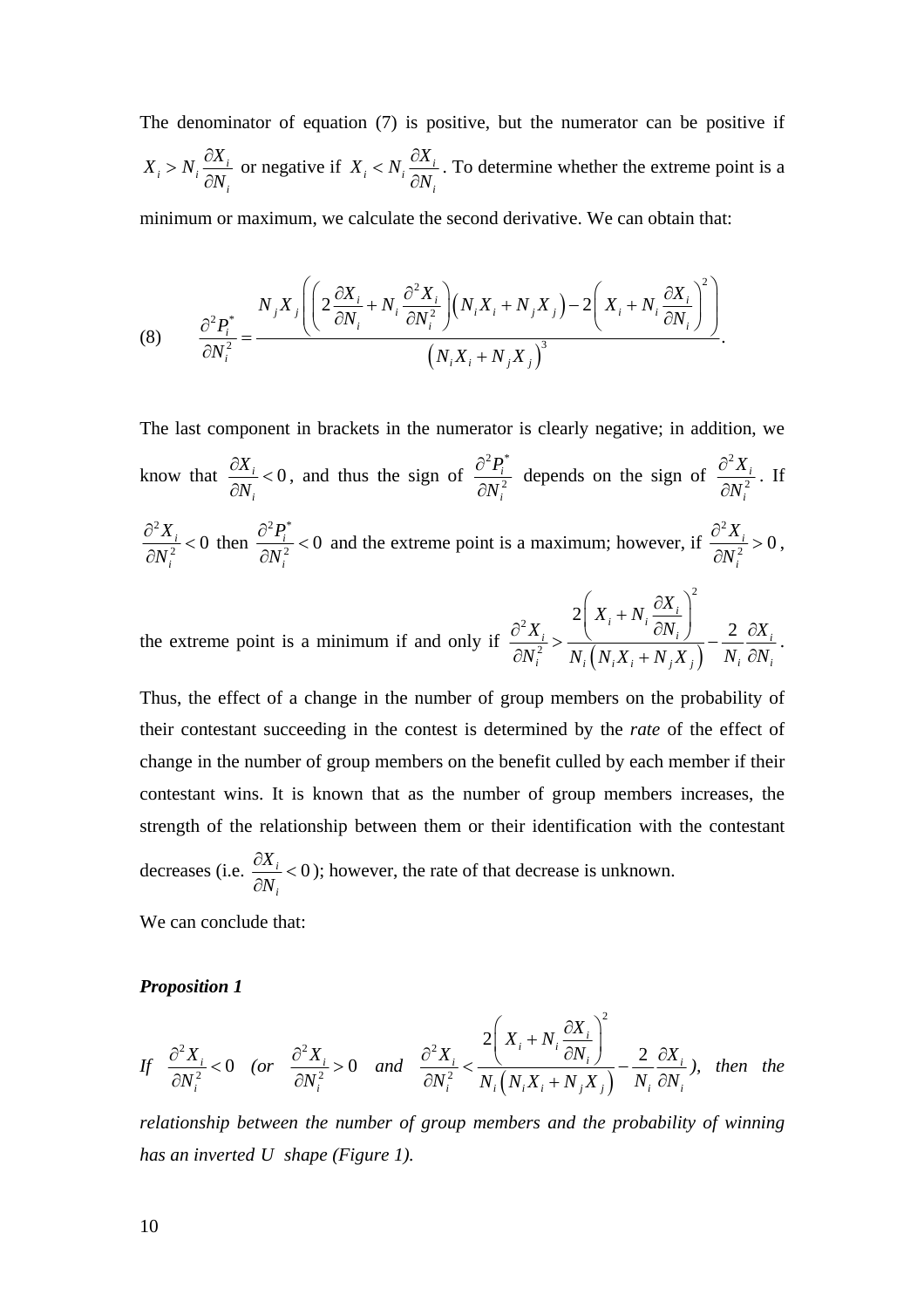The denominator of equation (7) is positive, but the numerator can be positive if $X_i > N_i \frac{\partial X_i}{\partial N_i}$ or negative if $X_i < N_i \frac{\partial X_i}{\partial N_i}$. To determine whether the extreme point is a minimum or maximum, we calculate the second derivative. We can obtain that:

$$(8) \qquad \frac{\partial^2 P_i^*}{\partial N_i^2} = \frac{N_j X_j \left( \left( 2\frac{\partial X_i}{\partial N_i} + N_i \frac{\partial^2 X_i}{\partial N_i^2} \right) \left( N_i X_i + N_j X_j \right) - 2\left( X_i + N_i \frac{\partial X_i}{\partial N_i} \right)^2 \right)}{\left( N_i X_i + N_j X_j \right)^3}.$$

The last component in brackets in the numerator is clearly negative; in addition, we know that $\frac{\partial X_i}{\partial N_i} < 0$, and thus the sign of $\frac{\partial^2 P_i^*}{\partial N_i^2}$ depends on the sign of $\frac{\partial^2 X_i}{\partial N_i^2}$. If $\frac{\partial^2 X_i}{\partial N_i^2} < 0$ then $\frac{\partial^2 P_i^*}{\partial N_i^2} < 0$ and the extreme point is a maximum; however, if $\frac{\partial^2 X_i}{\partial N_i^2} > 0$, the extreme point is a minimum if and only if $\frac{\partial^2 X_i}{\partial N_i^2} > \frac{2\left( X_i + N_i \frac{\partial X_i}{\partial N_i} \right)^2}{N_i \left( N_i X_i + N_j X_j \right)} - \frac{2}{N_i}\frac{\partial X_i}{\partial N_i}$.

Thus, the effect of a change in the number of group members on the probability of their contestant succeeding in the contest is determined by the *rate* of the effect of change in the number of group members on the benefit culled by each member if their contestant wins. It is known that as the number of group members increases, the strength of the relationship between them or their identification with the contestant decreases (i.e. $\frac{\partial X_i}{\partial N_i} < 0$); however, the rate of that decrease is unknown.

We can conclude that:

***Proposition 1***

*If* $\frac{\partial^2 X_i}{\partial N_i^2} < 0$ *(or* $\frac{\partial^2 X_i}{\partial N_i^2} > 0$ *and* $\frac{\partial^2 X_i}{\partial N_i^2} < \frac{2\left( X_i + N_i \frac{\partial X_i}{\partial N_i} \right)^2}{N_i \left( N_i X_i + N_j X_j \right)} - \frac{2}{N_i}\frac{\partial X_i}{\partial N_i}$*), then the relationship between the number of group members and the probability of winning has an inverted U shape (Figure 1).*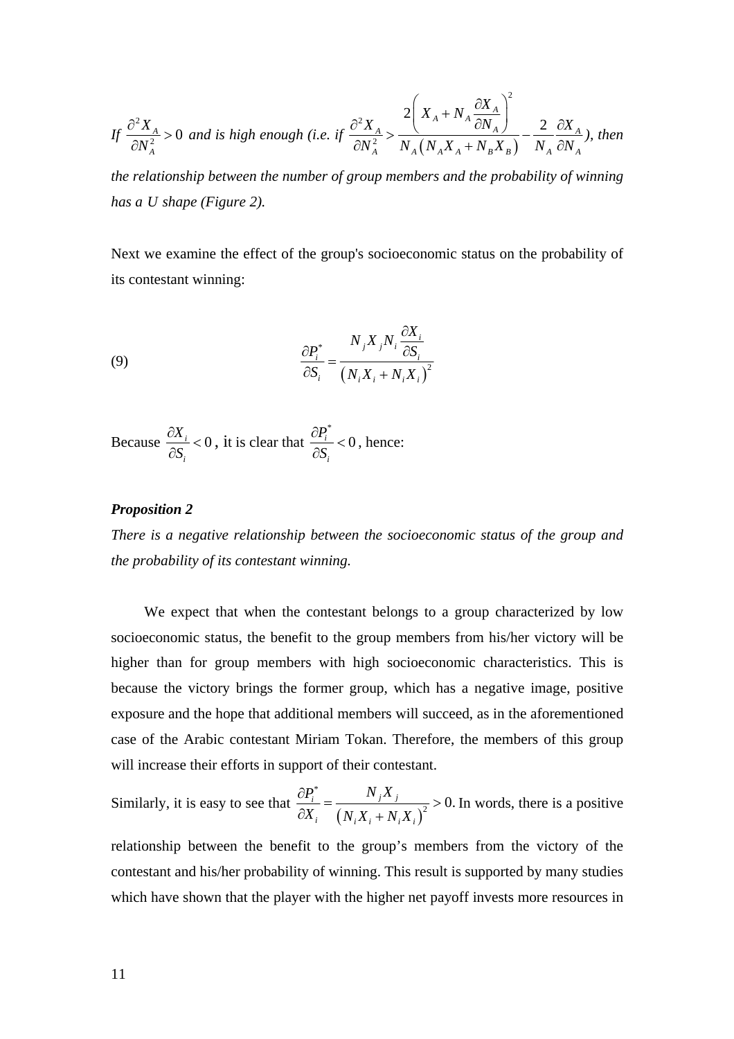*If* $\frac{\partial^2 X_A}{\partial N_A^2} > 0$ *and is high enough (i.e. if* $\frac{\partial^2 X_A}{\partial N_A^2} > \frac{2\left(X_A + N_A \frac{\partial X_A}{\partial N_A}\right)^2}{N_A\left(N_A X_A + N_B X_B\right)} - \frac{2}{N_A}\frac{\partial X_A}{\partial N_A}$*), then the relationship between the number of group members and the probability of winning has a U shape (Figure 2).*

Next we examine the effect of the group's socioeconomic status on the probability of its contestant winning:

$$\text{(9)} \qquad \frac{\partial P_i^*}{\partial S_i} = \frac{N_j X_j N_i \frac{\partial X_i}{\partial S_i}}{\left(N_i X_i + N_i X_i\right)^2}$$

Because $\frac{\partial X_i}{\partial S_i} < 0$, it is clear that $\frac{\partial P_i^*}{\partial S_i} < 0$, hence:

***Proposition 2***

*There is a negative relationship between the socioeconomic status of the group and the probability of its contestant winning.*

We expect that when the contestant belongs to a group characterized by low socioeconomic status, the benefit to the group members from his/her victory will be higher than for group members with high socioeconomic characteristics. This is because the victory brings the former group, which has a negative image, positive exposure and the hope that additional members will succeed, as in the aforementioned case of the Arabic contestant Miriam Tokan. Therefore, the members of this group will increase their efforts in support of their contestant.

Similarly, it is easy to see that $\frac{\partial P_i^*}{\partial X_i} = \frac{N_j X_j}{\left(N_i X_i + N_i X_i\right)^2} > 0.$ In words, there is a positive relationship between the benefit to the group's members from the victory of the contestant and his/her probability of winning. This result is supported by many studies which have shown that the player with the higher net payoff invests more resources in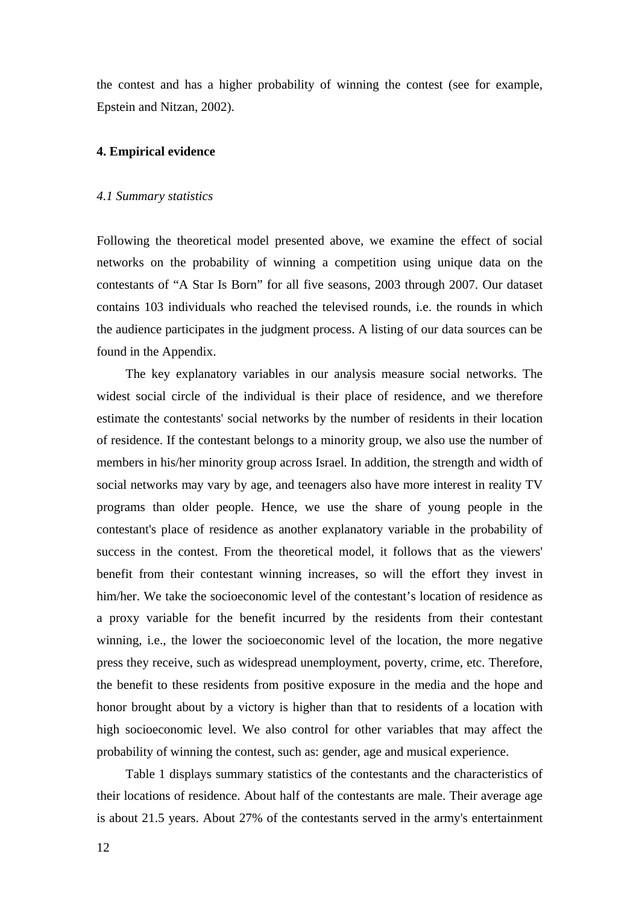the contest and has a higher probability of winning the contest (see for example, Epstein and Nitzan, 2002).

## 4. Empirical evidence

### *4.1 Summary statistics*

Following the theoretical model presented above, we examine the effect of social networks on the probability of winning a competition using unique data on the contestants of "A Star Is Born" for all five seasons, 2003 through 2007. Our dataset contains 103 individuals who reached the televised rounds, i.e. the rounds in which the audience participates in the judgment process. A listing of our data sources can be found in the Appendix.

The key explanatory variables in our analysis measure social networks. The widest social circle of the individual is their place of residence, and we therefore estimate the contestants' social networks by the number of residents in their location of residence. If the contestant belongs to a minority group, we also use the number of members in his/her minority group across Israel. In addition, the strength and width of social networks may vary by age, and teenagers also have more interest in reality TV programs than older people. Hence, we use the share of young people in the contestant's place of residence as another explanatory variable in the probability of success in the contest. From the theoretical model, it follows that as the viewers' benefit from their contestant winning increases, so will the effort they invest in him/her. We take the socioeconomic level of the contestant's location of residence as a proxy variable for the benefit incurred by the residents from their contestant winning, i.e., the lower the socioeconomic level of the location, the more negative press they receive, such as widespread unemployment, poverty, crime, etc. Therefore, the benefit to these residents from positive exposure in the media and the hope and honor brought about by a victory is higher than that to residents of a location with high socioeconomic level. We also control for other variables that may affect the probability of winning the contest, such as: gender, age and musical experience.

Table 1 displays summary statistics of the contestants and the characteristics of their locations of residence. About half of the contestants are male. Their average age is about 21.5 years. About 27% of the contestants served in the army's entertainment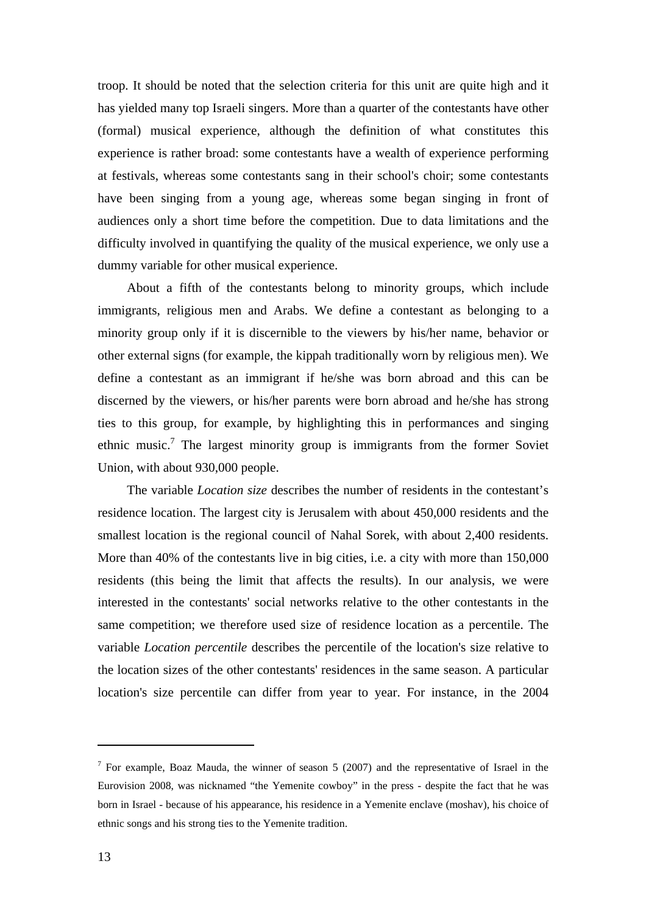troop. It should be noted that the selection criteria for this unit are quite high and it has yielded many top Israeli singers. More than a quarter of the contestants have other (formal) musical experience, although the definition of what constitutes this experience is rather broad: some contestants have a wealth of experience performing at festivals, whereas some contestants sang in their school's choir; some contestants have been singing from a young age, whereas some began singing in front of audiences only a short time before the competition. Due to data limitations and the difficulty involved in quantifying the quality of the musical experience, we only use a dummy variable for other musical experience.

About a fifth of the contestants belong to minority groups, which include immigrants, religious men and Arabs. We define a contestant as belonging to a minority group only if it is discernible to the viewers by his/her name, behavior or other external signs (for example, the kippah traditionally worn by religious men). We define a contestant as an immigrant if he/she was born abroad and this can be discerned by the viewers, or his/her parents were born abroad and he/she has strong ties to this group, for example, by highlighting this in performances and singing ethnic music.[7] The largest minority group is immigrants from the former Soviet Union, with about 930,000 people.

The variable *Location size* describes the number of residents in the contestant's residence location. The largest city is Jerusalem with about 450,000 residents and the smallest location is the regional council of Nahal Sorek, with about 2,400 residents. More than 40% of the contestants live in big cities, i.e. a city with more than 150,000 residents (this being the limit that affects the results). In our analysis, we were interested in the contestants' social networks relative to the other contestants in the same competition; we therefore used size of residence location as a percentile. The variable *Location percentile* describes the percentile of the location's size relative to the location sizes of the other contestants' residences in the same season. A particular location's size percentile can differ from year to year. For instance, in the 2004

---

[7] For example, Boaz Mauda, the winner of season 5 (2007) and the representative of Israel in the Eurovision 2008, was nicknamed "the Yemenite cowboy" in the press - despite the fact that he was born in Israel - because of his appearance, his residence in a Yemenite enclave (moshav), his choice of ethnic songs and his strong ties to the Yemenite tradition.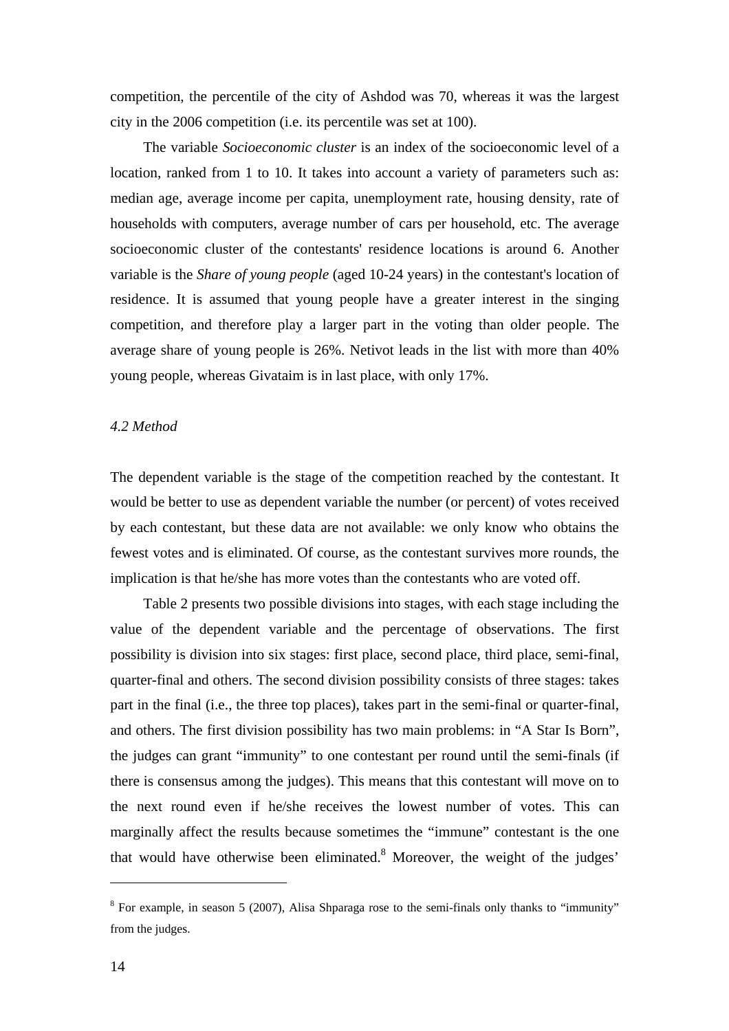competition, the percentile of the city of Ashdod was 70, whereas it was the largest city in the 2006 competition (i.e. its percentile was set at 100).

The variable *Socioeconomic cluster* is an index of the socioeconomic level of a location, ranked from 1 to 10. It takes into account a variety of parameters such as: median age, average income per capita, unemployment rate, housing density, rate of households with computers, average number of cars per household, etc. The average socioeconomic cluster of the contestants' residence locations is around 6. Another variable is the *Share of young people* (aged 10-24 years) in the contestant's location of residence. It is assumed that young people have a greater interest in the singing competition, and therefore play a larger part in the voting than older people. The average share of young people is 26%. Netivot leads in the list with more than 40% young people, whereas Givataim is in last place, with only 17%.

### *4.2 Method*

The dependent variable is the stage of the competition reached by the contestant. It would be better to use as dependent variable the number (or percent) of votes received by each contestant, but these data are not available: we only know who obtains the fewest votes and is eliminated. Of course, as the contestant survives more rounds, the implication is that he/she has more votes than the contestants who are voted off.

Table 2 presents two possible divisions into stages, with each stage including the value of the dependent variable and the percentage of observations. The first possibility is division into six stages: first place, second place, third place, semi-final, quarter-final and others. The second division possibility consists of three stages: takes part in the final (i.e., the three top places), takes part in the semi-final or quarter-final, and others. The first division possibility has two main problems: in "A Star Is Born", the judges can grant "immunity" to one contestant per round until the semi-finals (if there is consensus among the judges). This means that this contestant will move on to the next round even if he/she receives the lowest number of votes. This can marginally affect the results because sometimes the "immune" contestant is the one that would have otherwise been eliminated.[8] Moreover, the weight of the judges'

[8] For example, in season 5 (2007), Alisa Shparaga rose to the semi-finals only thanks to "immunity" from the judges.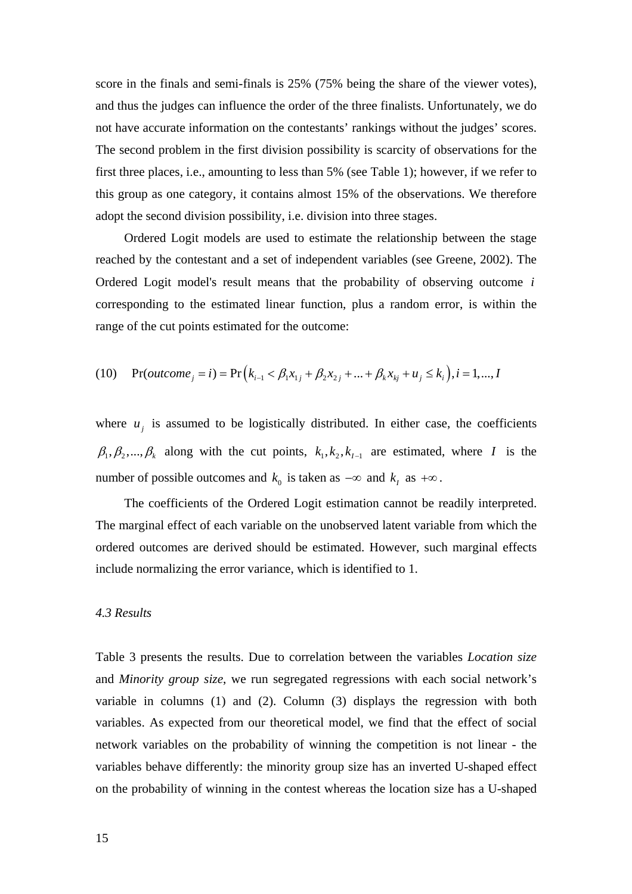score in the finals and semi-finals is 25% (75% being the share of the viewer votes), and thus the judges can influence the order of the three finalists. Unfortunately, we do not have accurate information on the contestants' rankings without the judges' scores. The second problem in the first division possibility is scarcity of observations for the first three places, i.e., amounting to less than 5% (see Table 1); however, if we refer to this group as one category, it contains almost 15% of the observations. We therefore adopt the second division possibility, i.e. division into three stages.

Ordered Logit models are used to estimate the relationship between the stage reached by the contestant and a set of independent variables (see Greene, 2002). The Ordered Logit model's result means that the probability of observing outcome $i$ corresponding to the estimated linear function, plus a random error, is within the range of the cut points estimated for the outcome:

$$(10) \quad \Pr(outcome_j = i) = \Pr\left(k_{i-1} < \beta_1 x_{1j} + \beta_2 x_{2j} + ... + \beta_k x_{kj} + u_j \le k_i\right), i = 1,...,I$$

where $u_j$ is assumed to be logistically distributed. In either case, the coefficients $\beta_1, \beta_2, ..., \beta_k$ along with the cut points, $k_1, k_2, k_{I-1}$ are estimated, where $I$ is the number of possible outcomes and $k_0$ is taken as $-\infty$ and $k_I$ as $+\infty$.

The coefficients of the Ordered Logit estimation cannot be readily interpreted. The marginal effect of each variable on the unobserved latent variable from which the ordered outcomes are derived should be estimated. However, such marginal effects include normalizing the error variance, which is identified to 1.

### *4.3 Results*

Table 3 presents the results. Due to correlation between the variables *Location size* and *Minority group size*, we run segregated regressions with each social network's variable in columns (1) and (2). Column (3) displays the regression with both variables. As expected from our theoretical model, we find that the effect of social network variables on the probability of winning the competition is not linear - the variables behave differently: the minority group size has an inverted U-shaped effect on the probability of winning in the contest whereas the location size has a U-shaped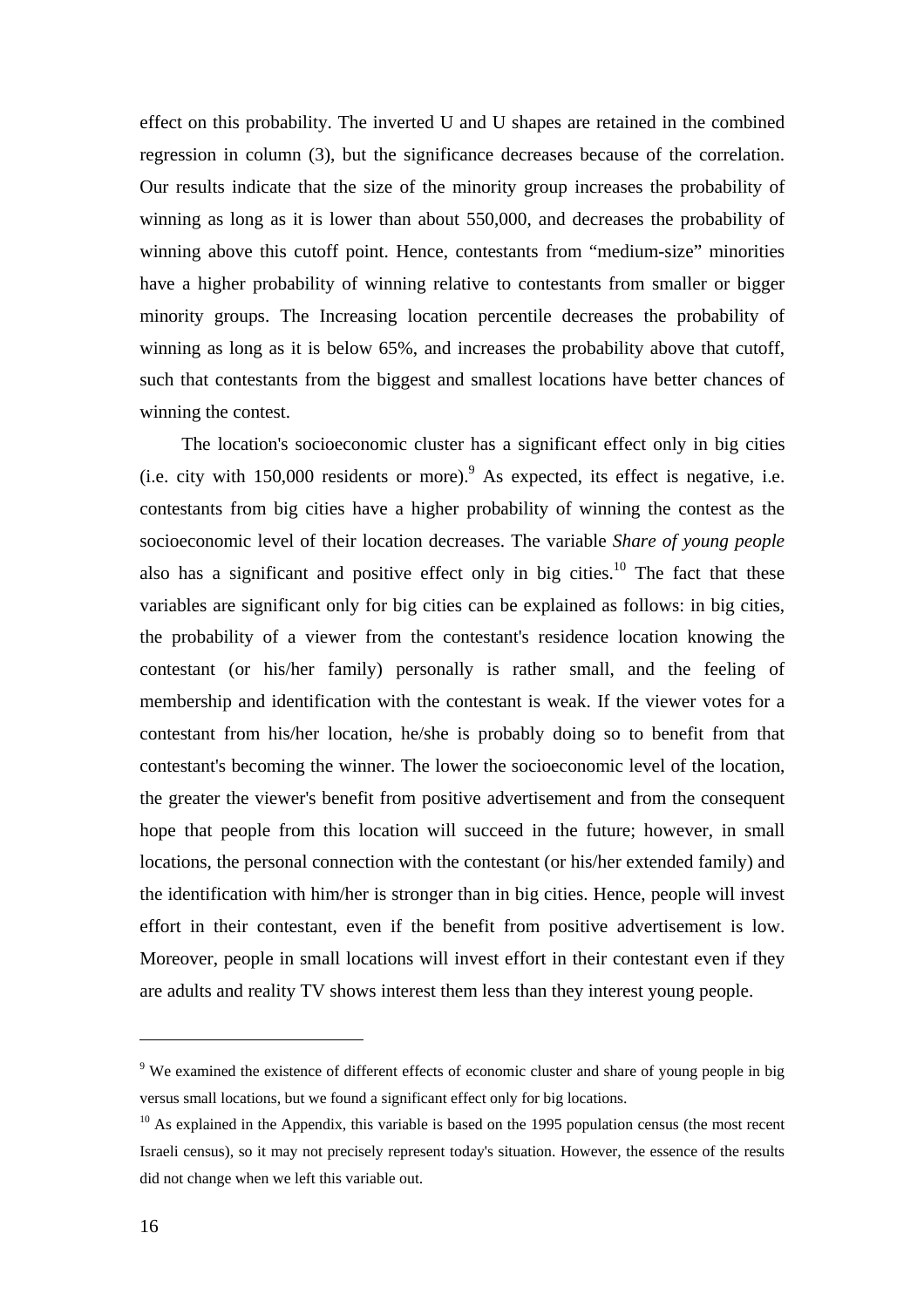effect on this probability. The inverted U and U shapes are retained in the combined regression in column (3), but the significance decreases because of the correlation. Our results indicate that the size of the minority group increases the probability of winning as long as it is lower than about 550,000, and decreases the probability of winning above this cutoff point. Hence, contestants from "medium-size" minorities have a higher probability of winning relative to contestants from smaller or bigger minority groups. The Increasing location percentile decreases the probability of winning as long as it is below 65%, and increases the probability above that cutoff, such that contestants from the biggest and smallest locations have better chances of winning the contest.

The location's socioeconomic cluster has a significant effect only in big cities (i.e. city with 150,000 residents or more).[9] As expected, its effect is negative, i.e. contestants from big cities have a higher probability of winning the contest as the socioeconomic level of their location decreases. The variable *Share of young people* also has a significant and positive effect only in big cities.[10] The fact that these variables are significant only for big cities can be explained as follows: in big cities, the probability of a viewer from the contestant's residence location knowing the contestant (or his/her family) personally is rather small, and the feeling of membership and identification with the contestant is weak. If the viewer votes for a contestant from his/her location, he/she is probably doing so to benefit from that contestant's becoming the winner. The lower the socioeconomic level of the location, the greater the viewer's benefit from positive advertisement and from the consequent hope that people from this location will succeed in the future; however, in small locations, the personal connection with the contestant (or his/her extended family) and the identification with him/her is stronger than in big cities. Hence, people will invest effort in their contestant, even if the benefit from positive advertisement is low. Moreover, people in small locations will invest effort in their contestant even if they are adults and reality TV shows interest them less than they interest young people.

---

[9] We examined the existence of different effects of economic cluster and share of young people in big versus small locations, but we found a significant effect only for big locations.

[10] As explained in the Appendix, this variable is based on the 1995 population census (the most recent Israeli census), so it may not precisely represent today's situation. However, the essence of the results did not change when we left this variable out.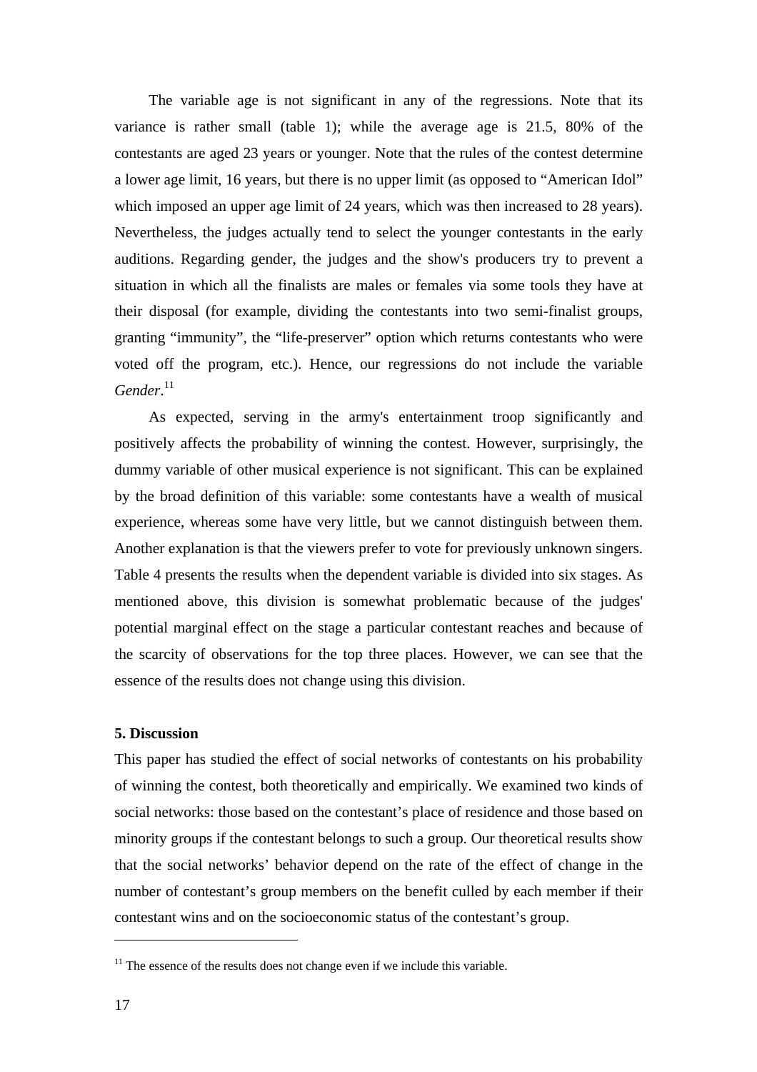The variable age is not significant in any of the regressions. Note that its variance is rather small (table 1); while the average age is 21.5, 80% of the contestants are aged 23 years or younger. Note that the rules of the contest determine a lower age limit, 16 years, but there is no upper limit (as opposed to "American Idol" which imposed an upper age limit of 24 years, which was then increased to 28 years). Nevertheless, the judges actually tend to select the younger contestants in the early auditions. Regarding gender, the judges and the show's producers try to prevent a situation in which all the finalists are males or females via some tools they have at their disposal (for example, dividing the contestants into two semi-finalist groups, granting "immunity", the "life-preserver" option which returns contestants who were voted off the program, etc.). Hence, our regressions do not include the variable *Gender*.[11]

As expected, serving in the army's entertainment troop significantly and positively affects the probability of winning the contest. However, surprisingly, the dummy variable of other musical experience is not significant. This can be explained by the broad definition of this variable: some contestants have a wealth of musical experience, whereas some have very little, but we cannot distinguish between them. Another explanation is that the viewers prefer to vote for previously unknown singers. Table 4 presents the results when the dependent variable is divided into six stages. As mentioned above, this division is somewhat problematic because of the judges' potential marginal effect on the stage a particular contestant reaches and because of the scarcity of observations for the top three places. However, we can see that the essence of the results does not change using this division.

## 5. Discussion

This paper has studied the effect of social networks of contestants on his probability of winning the contest, both theoretically and empirically. We examined two kinds of social networks: those based on the contestant's place of residence and those based on minority groups if the contestant belongs to such a group. Our theoretical results show that the social networks' behavior depend on the rate of the effect of change in the number of contestant's group members on the benefit culled by each member if their contestant wins and on the socioeconomic status of the contestant's group.

---

[11] The essence of the results does not change even if we include this variable.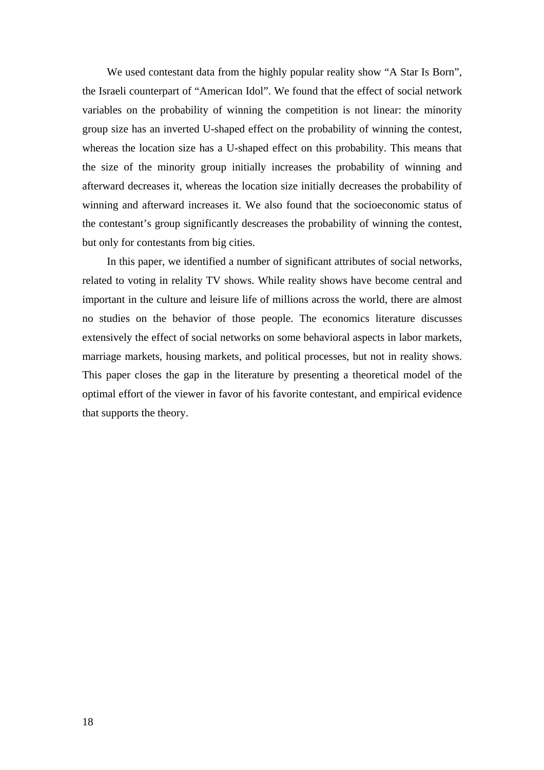We used contestant data from the highly popular reality show “A Star Is Born”, the Israeli counterpart of “American Idol”. We found that the effect of social network variables on the probability of winning the competition is not linear: the minority group size has an inverted U-shaped effect on the probability of winning the contest, whereas the location size has a U-shaped effect on this probability. This means that the size of the minority group initially increases the probability of winning and afterward decreases it, whereas the location size initially decreases the probability of winning and afterward increases it. We also found that the socioeconomic status of the contestant’s group significantly descreases the probability of winning the contest, but only for contestants from big cities.

In this paper, we identified a number of significant attributes of social networks, related to voting in relality TV shows. While reality shows have become central and important in the culture and leisure life of millions across the world, there are almost no studies on the behavior of those people. The economics literature discusses extensively the effect of social networks on some behavioral aspects in labor markets, marriage markets, housing markets, and political processes, but not in reality shows. This paper closes the gap in the literature by presenting a theoretical model of the optimal effort of the viewer in favor of his favorite contestant, and empirical evidence that supports the theory.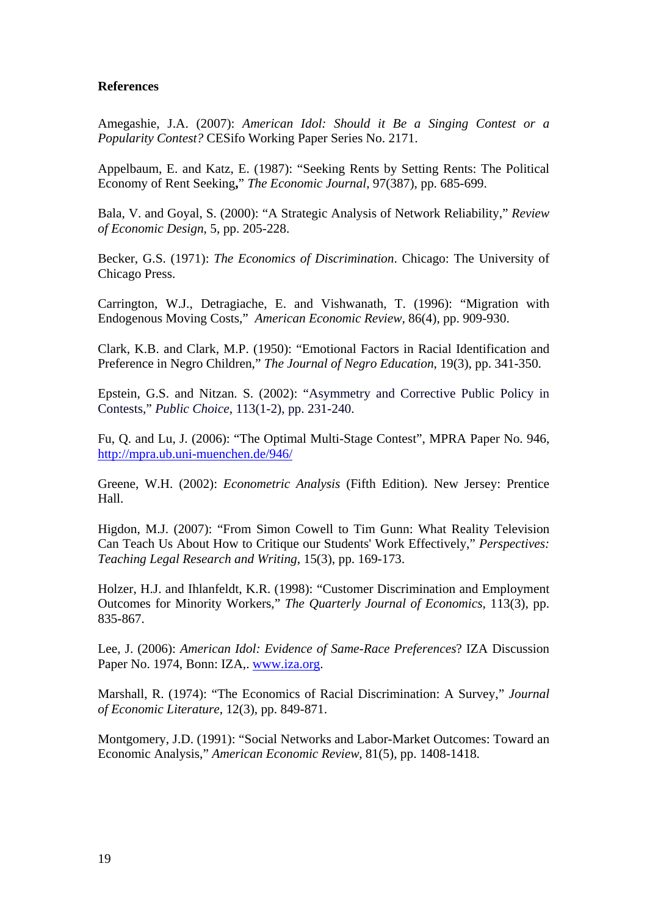**References**

Amegashie, J.A. (2007): *American Idol: Should it Be a Singing Contest or a Popularity Contest?* CESifo Working Paper Series No. 2171.

Appelbaum, E. and Katz, E. (1987): "Seeking Rents by Setting Rents: The Political Economy of Rent Seeking," *The Economic Journal*, 97(387), pp. 685-699.

Bala, V. and Goyal, S. (2000): "A Strategic Analysis of Network Reliability," *Review of Economic Design*, 5, pp. 205-228.

Becker, G.S. (1971): *The Economics of Discrimination*. Chicago: The University of Chicago Press.

Carrington, W.J., Detragiache, E. and Vishwanath, T. (1996): "Migration with Endogenous Moving Costs," *American Economic Review*, 86(4), pp. 909-930.

Clark, K.B. and Clark, M.P. (1950): "Emotional Factors in Racial Identification and Preference in Negro Children," *The Journal of Negro Education*, 19(3), pp. 341-350.

Epstein, G.S. and Nitzan. S. (2002): "Asymmetry and Corrective Public Policy in Contests," *Public Choice*, 113(1-2), pp. 231-240.

Fu, Q. and Lu, J. (2006): "The Optimal Multi-Stage Contest", MPRA Paper No. 946, http://mpra.ub.uni-muenchen.de/946/

Greene, W.H. (2002): *Econometric Analysis* (Fifth Edition). New Jersey: Prentice Hall.

Higdon, M.J. (2007): "From Simon Cowell to Tim Gunn: What Reality Television Can Teach Us About How to Critique our Students' Work Effectively," *Perspectives: Teaching Legal Research and Writing*, 15(3), pp. 169-173.

Holzer, H.J. and Ihlanfeldt, K.R. (1998): "Customer Discrimination and Employment Outcomes for Minority Workers," *The Quarterly Journal of Economics*, 113(3), pp. 835-867.

Lee, J. (2006): *American Idol: Evidence of Same-Race Preferences*? IZA Discussion Paper No. 1974, Bonn: IZA,. www.iza.org.

Marshall, R. (1974): "The Economics of Racial Discrimination: A Survey," *Journal of Economic Literature*, 12(3), pp. 849-871.

Montgomery, J.D. (1991): "Social Networks and Labor-Market Outcomes: Toward an Economic Analysis," *American Economic Review*, 81(5), pp. 1408-1418.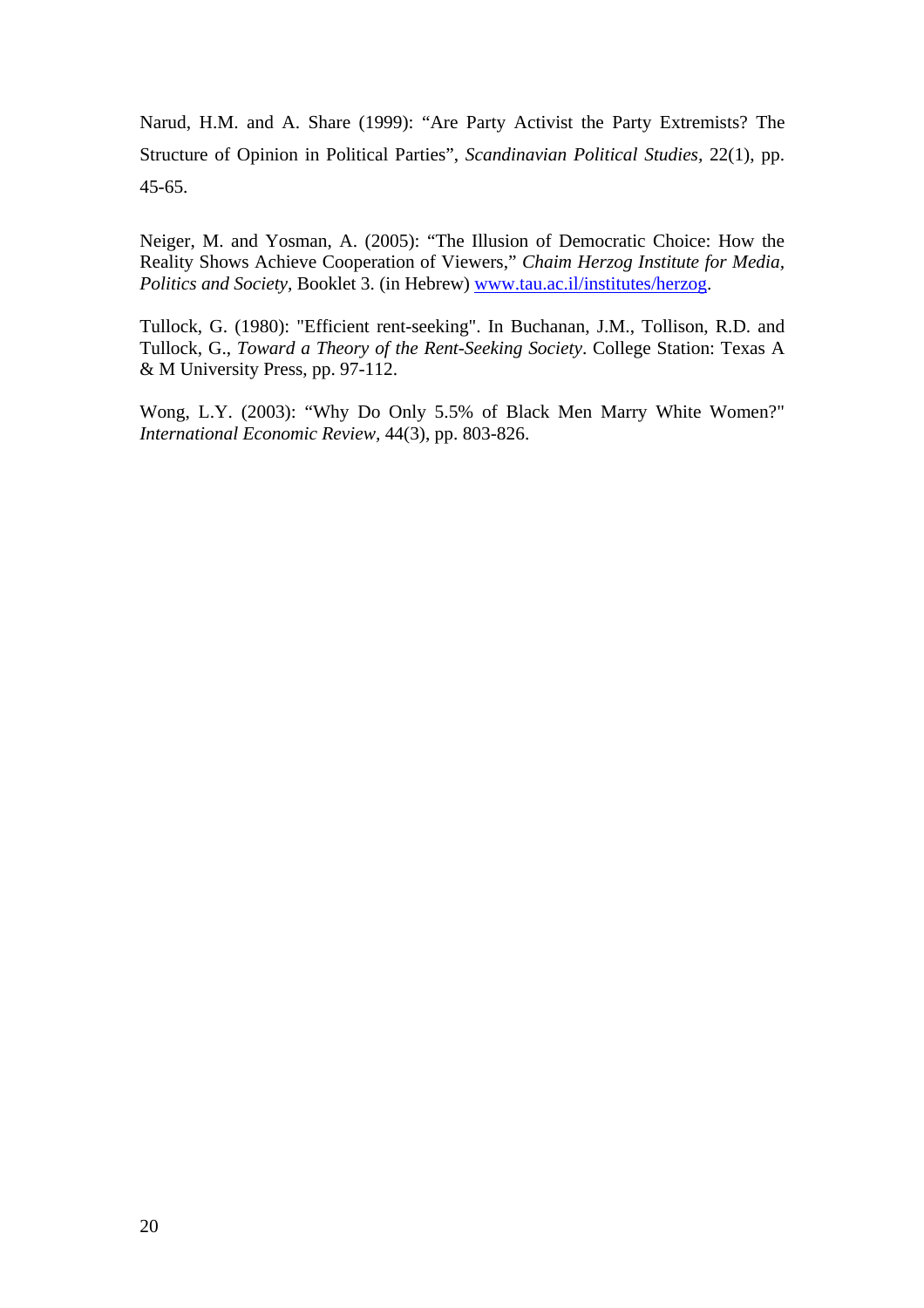Narud, H.M. and A. Share (1999): "Are Party Activist the Party Extremists? The Structure of Opinion in Political Parties", *Scandinavian Political Studies*, 22(1), pp. 45-65.

Neiger, M. and Yosman, A. (2005): "The Illusion of Democratic Choice: How the Reality Shows Achieve Cooperation of Viewers," *Chaim Herzog Institute for Media, Politics and Society*, Booklet 3. (in Hebrew) www.tau.ac.il/institutes/herzog.

Tullock, G. (1980): "Efficient rent-seeking". In Buchanan, J.M., Tollison, R.D. and Tullock, G., *Toward a Theory of the Rent-Seeking Society*. College Station: Texas A & M University Press, pp. 97-112.

Wong, L.Y. (2003): "Why Do Only 5.5% of Black Men Marry White Women?" *International Economic Review*, 44(3), pp. 803-826.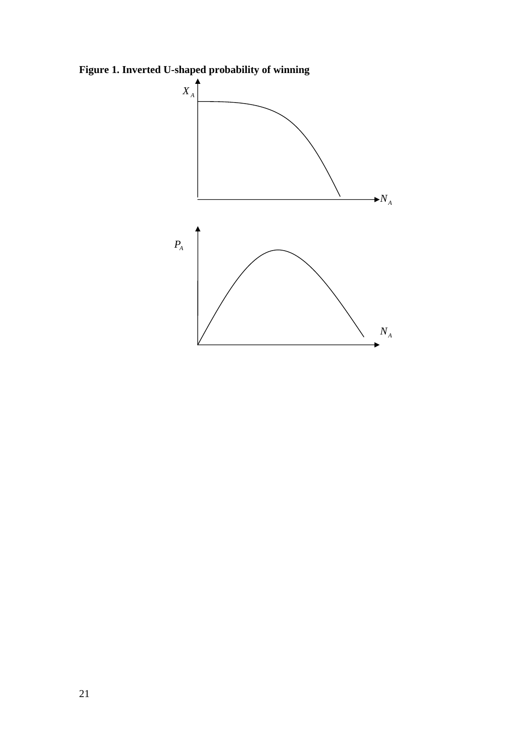**Figure 1. Inverted U-shaped probability of winning**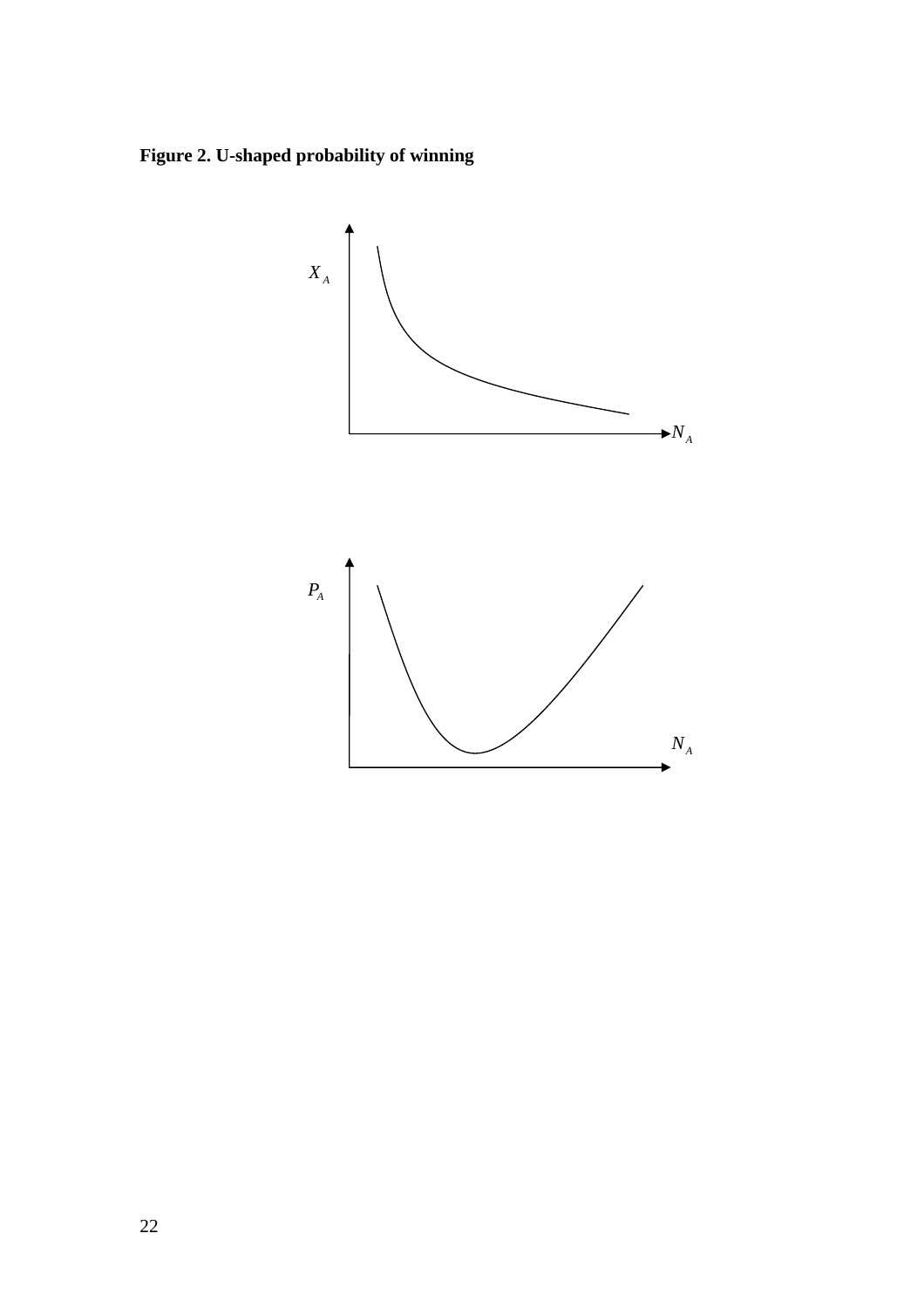**Figure 2. U-shaped probability of winning**

$X_A$

$N_A$

$P_A$

$N_A$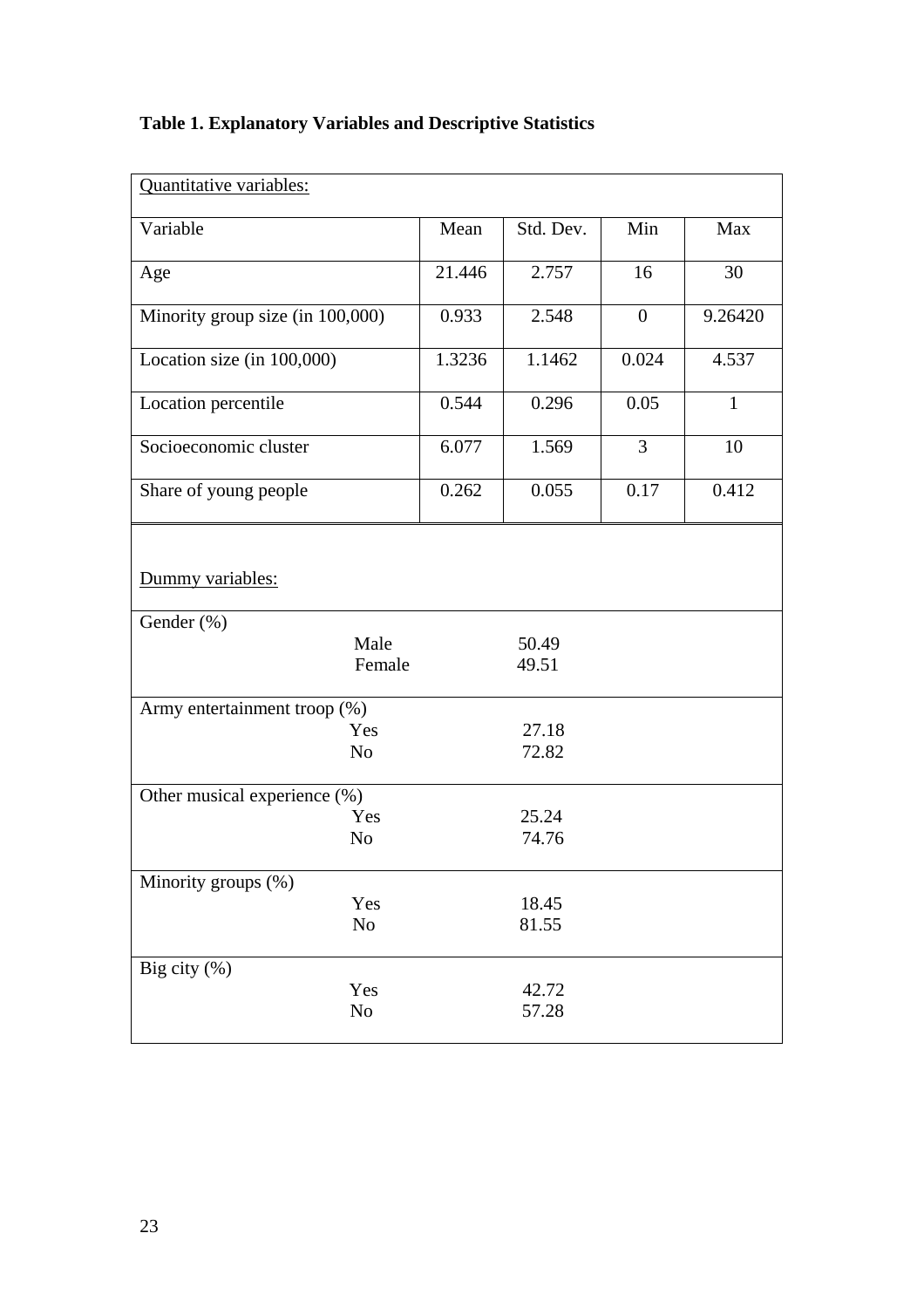**Table 1. Explanatory Variables and Descriptive Statistics**

Quantitative variables:

| Variable | Mean | Std. Dev. | Min | Max |
|---|---|---|---|---|
| Age | 21.446 | 2.757 | 16 | 30 |
| Minority group size (in 100,000) | 0.933 | 2.548 | 0 | 9.26420 |
| Location size (in 100,000) | 1.3236 | 1.1462 | 0.024 | 4.537 |
| Location percentile | 0.544 | 0.296 | 0.05 | 1 |
| Socioeconomic cluster | 6.077 | 1.569 | 3 | 10 |
| Share of young people | 0.262 | 0.055 | 0.17 | 0.412 |

Dummy variables:

| Variable | Category | % |
|---|---|---|
| Gender (%) | Male | 50.49 |
| | Female | 49.51 |
| Army entertainment troop (%) | Yes | 27.18 |
| | No | 72.82 |
| Other musical experience (%) | Yes | 25.24 |
| | No | 74.76 |
| Minority groups (%) | Yes | 18.45 |
| | No | 81.55 |
| Big city (%) | Yes | 42.72 |
| | No | 57.28 |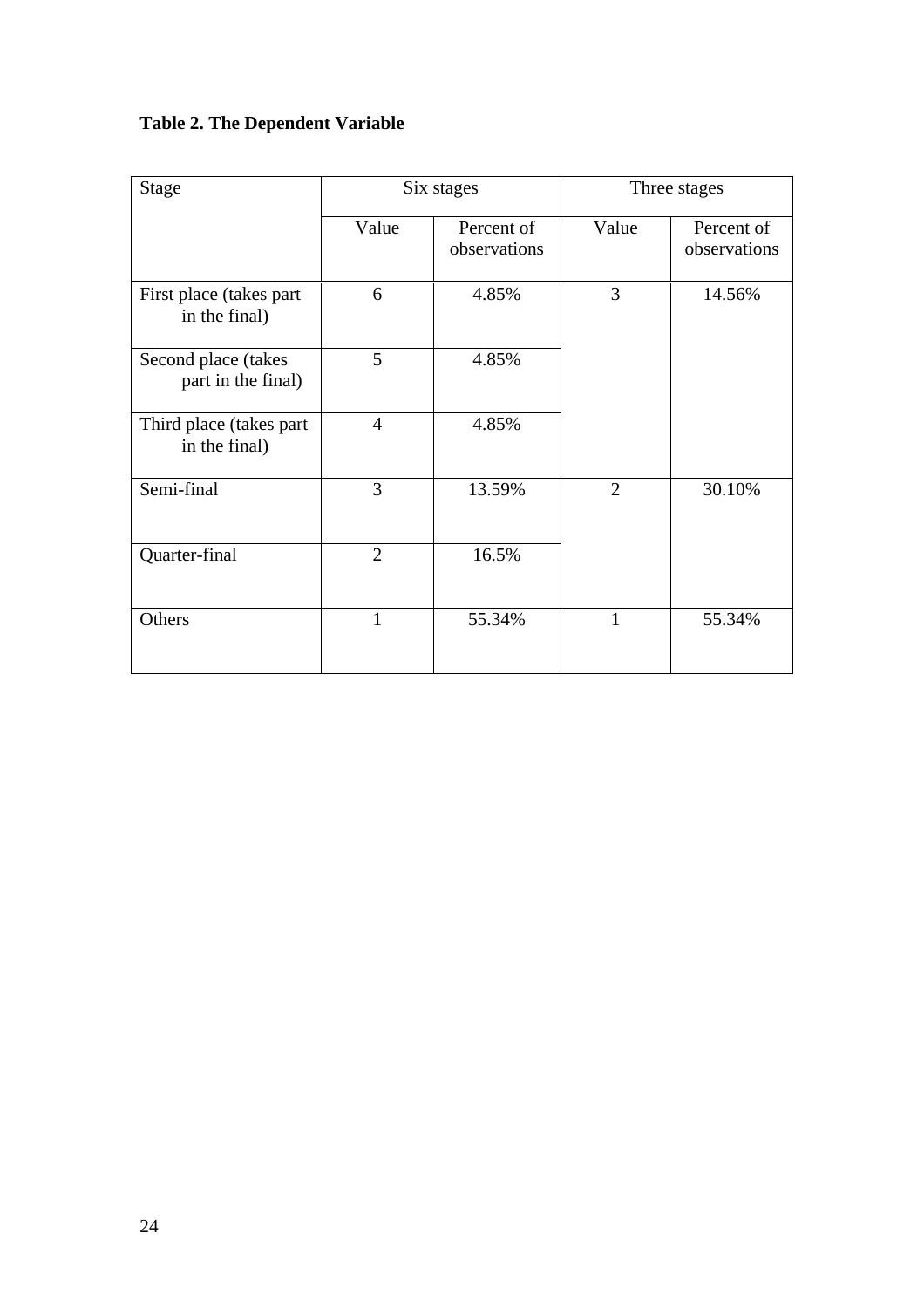**Table 2. The Dependent Variable**

| Stage | Six stages | | Three stages | |
|---|---|---|---|---|
| | Value | Percent of observations | Value | Percent of observations |
| First place (takes part in the final) | 6 | 4.85% | 3 | 14.56% |
| Second place (takes part in the final) | 5 | 4.85% | | |
| Third place (takes part in the final) | 4 | 4.85% | | |
| Semi-final | 3 | 13.59% | 2 | 30.10% |
| Quarter-final | 2 | 16.5% | | |
| Others | 1 | 55.34% | 1 | 55.34% |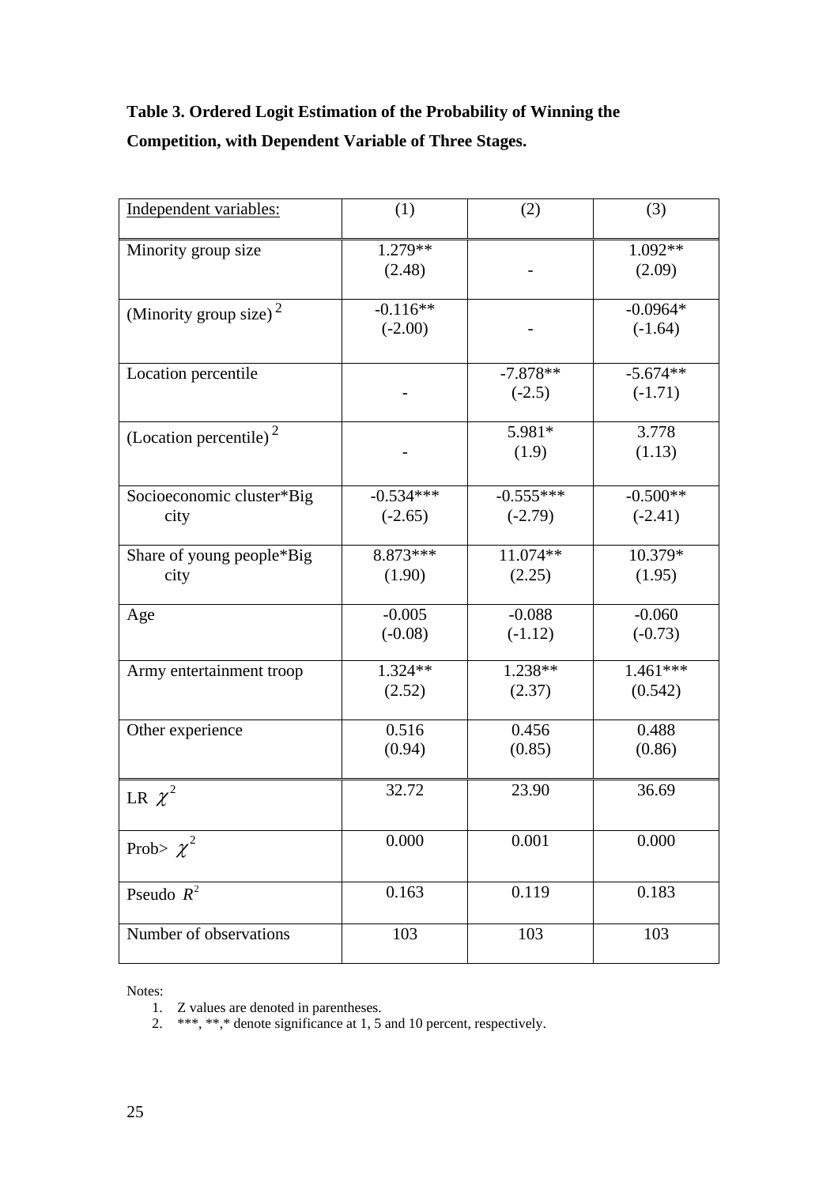**Table 3. Ordered Logit Estimation of the Probability of Winning the Competition, with Dependent Variable of Three Stages.**

| Independent variables: | (1) | (2) | (3) |
|---|---|---|---|
| Minority group size | 1.279** (2.48) | - | 1.092** (2.09) |
| (Minority group size) $^2$ | -0.116** (-2.00) | - | -0.0964* (-1.64) |
| Location percentile | - | -7.878** (-2.5) | -5.674** (-1.71) |
| (Location percentile) $^2$ | - | 5.981* (1.9) | 3.778 (1.13) |
| Socioeconomic cluster*Big city | -0.534*** (-2.65) | -0.555*** (-2.79) | -0.500** (-2.41) |
| Share of young people*Big city | 8.873*** (1.90) | 11.074** (2.25) | 10.379* (1.95) |
| Age | -0.005 (-0.08) | -0.088 (-1.12) | -0.060 (-0.73) |
| Army entertainment troop | 1.324** (2.52) | 1.238** (2.37) | 1.461*** (0.542) |
| Other experience | 0.516 (0.94) | 0.456 (0.85) | 0.488 (0.86) |
| LR $\chi^2$ | 32.72 | 23.90 | 36.69 |
| Prob> $\chi^2$ | 0.000 | 0.001 | 0.000 |
| Pseudo $R^2$ | 0.163 | 0.119 | 0.183 |
| Number of observations | 103 | 103 | 103 |

Notes:

1. Z values are denoted in parentheses.
2. ***, **,* denote significance at 1, 5 and 10 percent, respectively.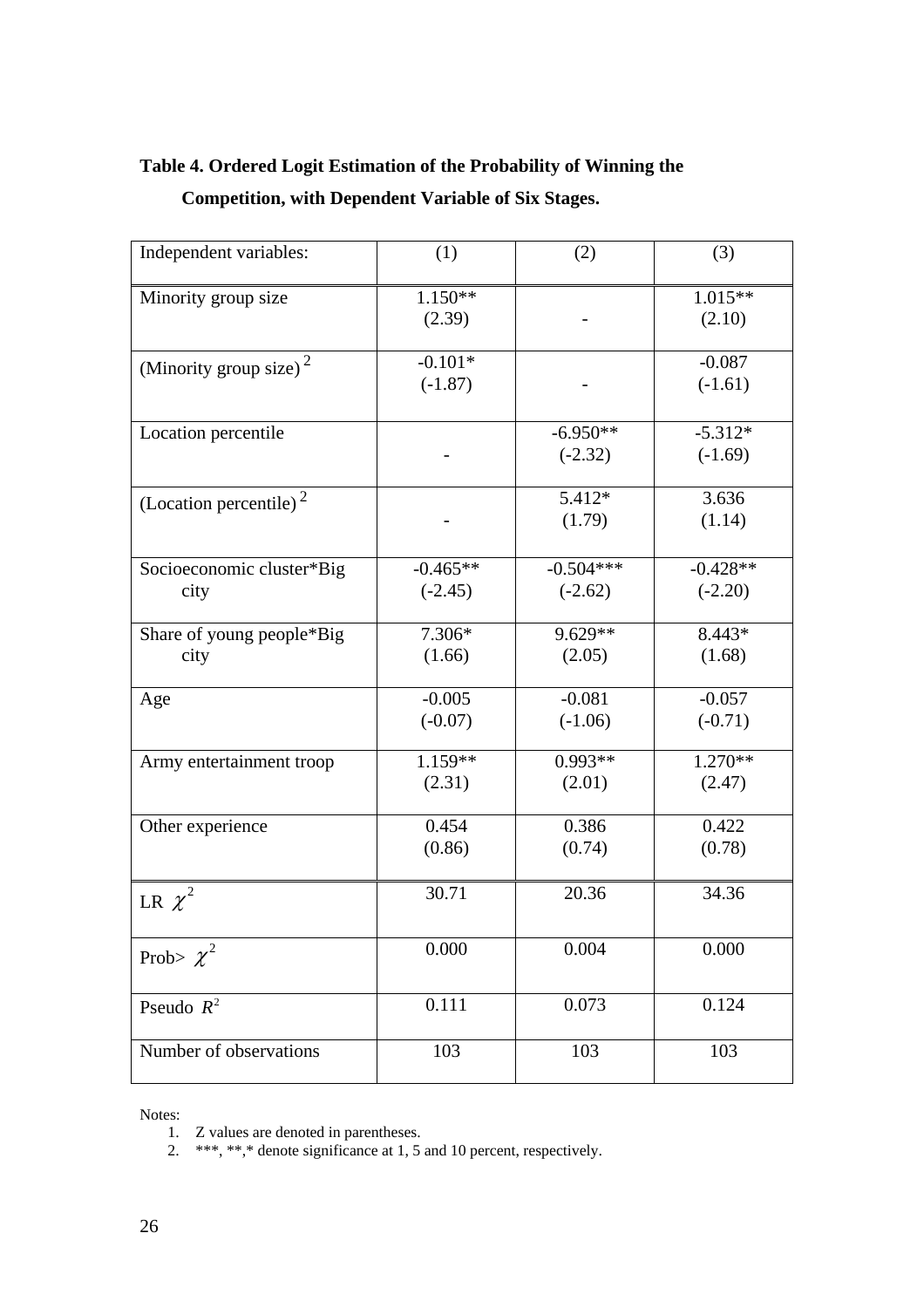**Table 4. Ordered Logit Estimation of the Probability of Winning the Competition, with Dependent Variable of Six Stages.**

| Independent variables: | (1) | (2) | (3) |
|---|---|---|---|
| Minority group size | 1.150** (2.39) | - | 1.015** (2.10) |
| (Minority group size) $^2$ | -0.101* (-1.87) | - | -0.087 (-1.61) |
| Location percentile | - | -6.950** (-2.32) | -5.312* (-1.69) |
| (Location percentile) $^2$ | - | 5.412* (1.79) | 3.636 (1.14) |
| Socioeconomic cluster*Big city | -0.465** (-2.45) | -0.504*** (-2.62) | -0.428** (-2.20) |
| Share of young people*Big city | 7.306* (1.66) | 9.629** (2.05) | 8.443* (1.68) |
| Age | -0.005 (-0.07) | -0.081 (-1.06) | -0.057 (-0.71) |
| Army entertainment troop | 1.159** (2.31) | 0.993** (2.01) | 1.270** (2.47) |
| Other experience | 0.454 (0.86) | 0.386 (0.74) | 0.422 (0.78) |
| LR $\chi^2$ | 30.71 | 20.36 | 34.36 |
| Prob> $\chi^2$ | 0.000 | 0.004 | 0.000 |
| Pseudo $R^2$ | 0.111 | 0.073 | 0.124 |
| Number of observations | 103 | 103 | 103 |

Notes:

1. Z values are denoted in parentheses.
2. ***, **,* denote significance at 1, 5 and 10 percent, respectively.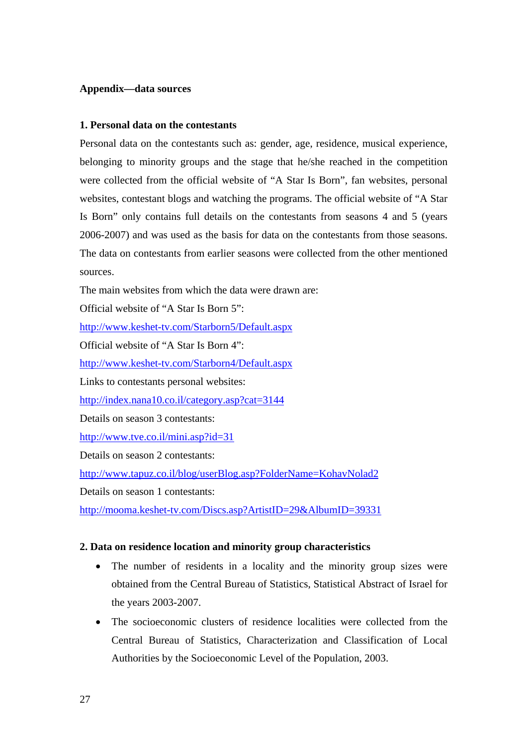## Appendix—data sources

### 1. Personal data on the contestants

Personal data on the contestants such as: gender, age, residence, musical experience, belonging to minority groups and the stage that he/she reached in the competition were collected from the official website of "A Star Is Born", fan websites, personal websites, contestant blogs and watching the programs. The official website of "A Star Is Born" only contains full details on the contestants from seasons 4 and 5 (years 2006-2007) and was used as the basis for data on the contestants from those seasons. The data on contestants from earlier seasons were collected from the other mentioned sources.

The main websites from which the data were drawn are:

Official website of "A Star Is Born 5":

http://www.keshet-tv.com/Starborn5/Default.aspx

Official website of "A Star Is Born 4":

http://www.keshet-tv.com/Starborn4/Default.aspx

Links to contestants personal websites:

http://index.nana10.co.il/category.asp?cat=3144

Details on season 3 contestants:

http://www.tve.co.il/mini.asp?id=31

Details on season 2 contestants:

http://www.tapuz.co.il/blog/userBlog.asp?FolderName=KohavNolad2

Details on season 1 contestants:

http://mooma.keshet-tv.com/Discs.asp?ArtistID=29&AlbumID=39331

### 2. Data on residence location and minority group characteristics

- The number of residents in a locality and the minority group sizes were obtained from the Central Bureau of Statistics, Statistical Abstract of Israel for the years 2003-2007.
- The socioeconomic clusters of residence localities were collected from the Central Bureau of Statistics, Characterization and Classification of Local Authorities by the Socioeconomic Level of the Population, 2003.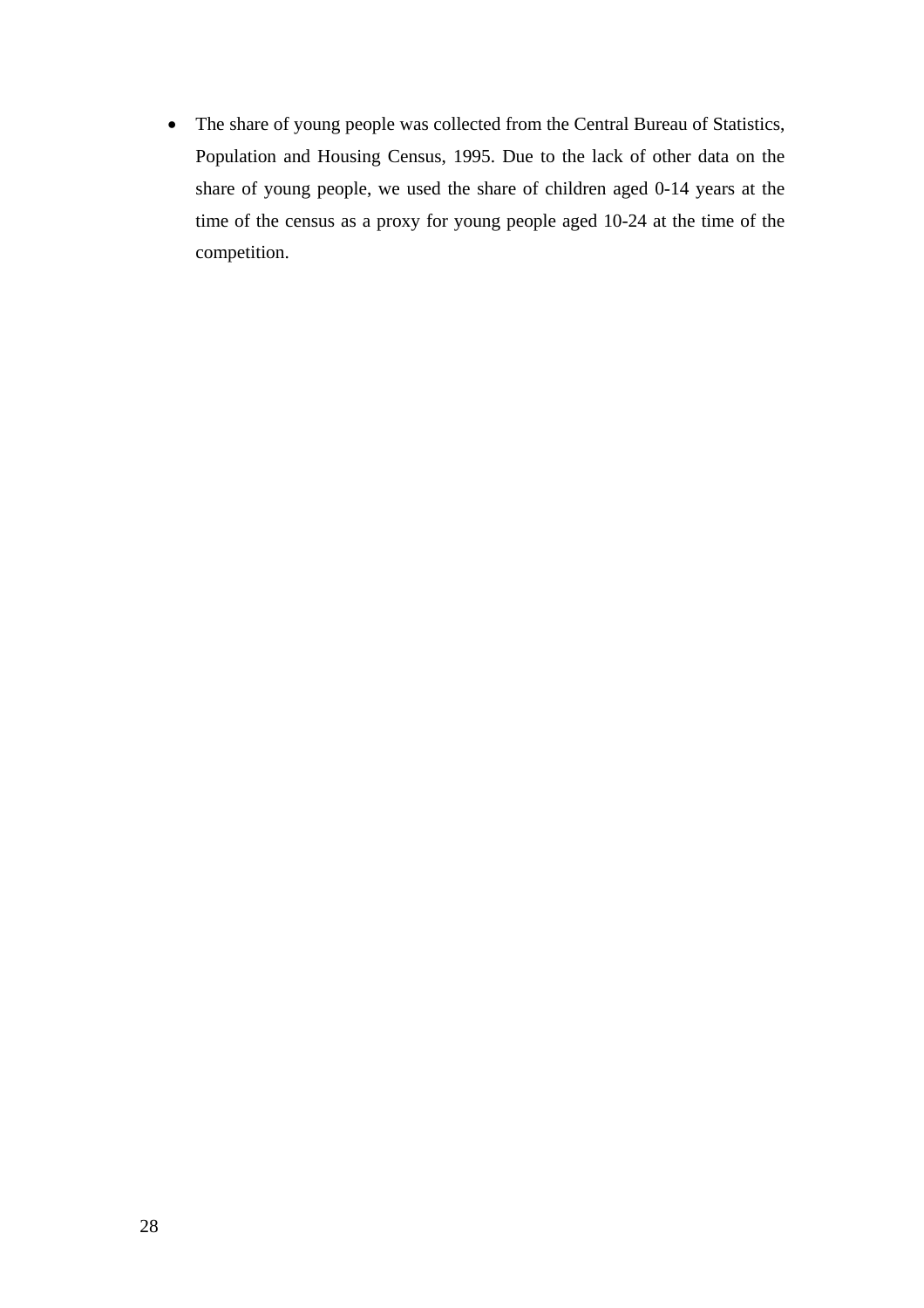- The share of young people was collected from the Central Bureau of Statistics, Population and Housing Census, 1995. Due to the lack of other data on the share of young people, we used the share of children aged 0-14 years at the time of the census as a proxy for young people aged 10-24 at the time of the competition.